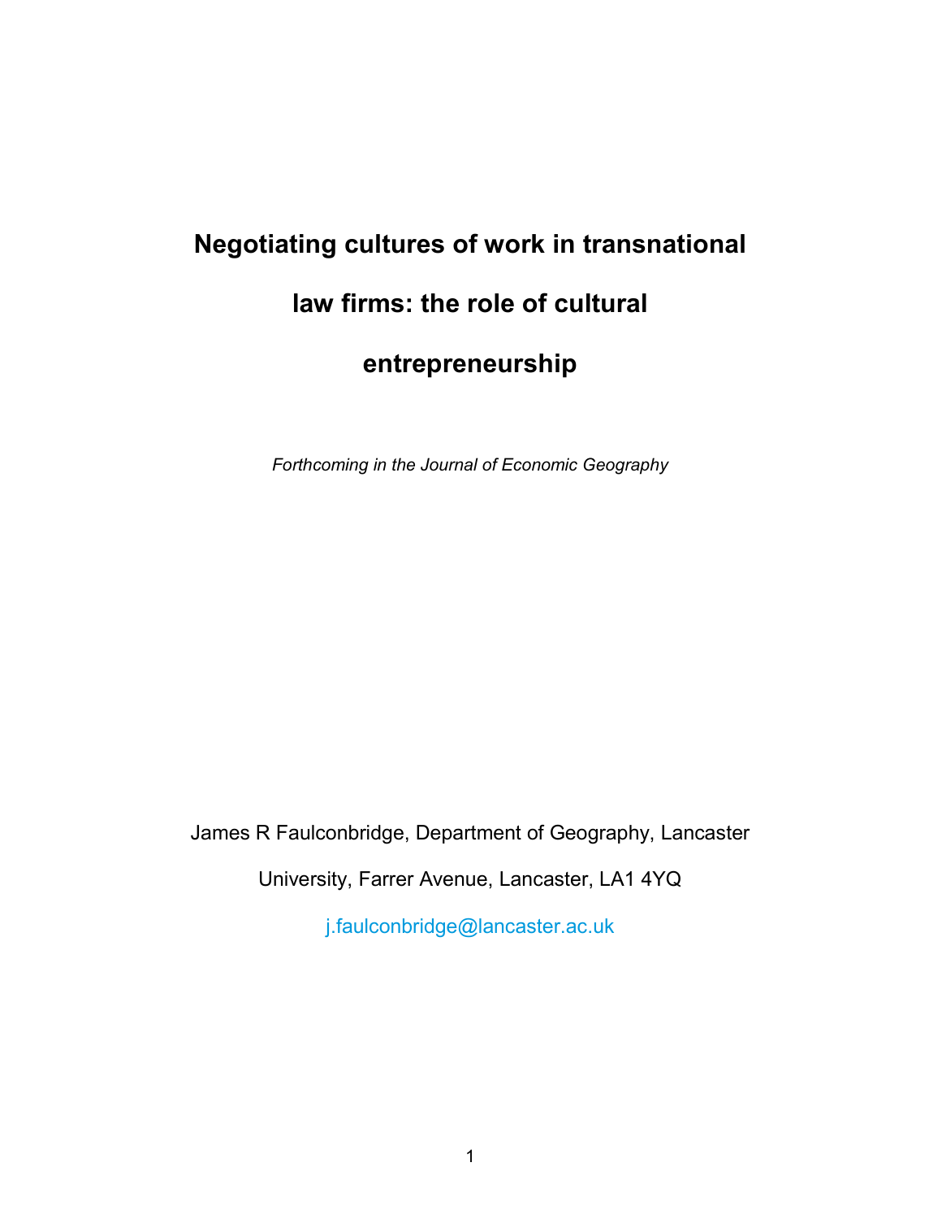# Negotiating cultures of work in transnational law firms: the role of cultural entrepreneurship

*Forthcoming in the Journal of Economic Geography*

James R Faulconbridge, Department of Geography, Lancaster University, Farrer Avenue, Lancaster, LA1 4YQ

j.faulconbridge@lancaster.ac.uk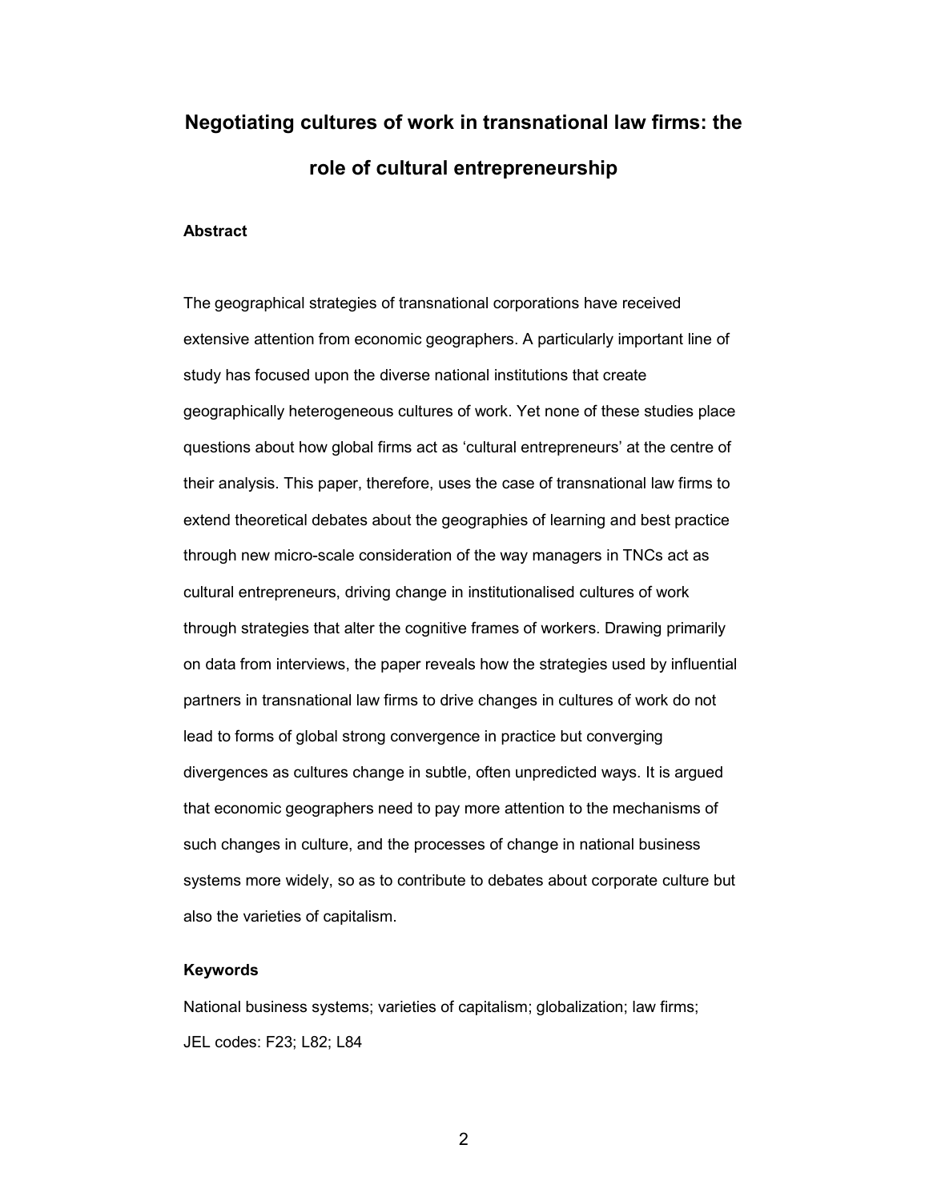# Negotiating cultures of work in transnational law firms: the role of cultural entrepreneurship

**Abstract**

The geographical strategies of transnational corporations have received extensive attention from economic geographers. A particularly important line of study has focused upon the diverse national institutions that create geographically heterogeneous cultures of work. Yet none of these studies place questions about how global firms act as 'cultural entrepreneurs' at the centre of their analysis. This paper, therefore, uses the case of transnational law firms to extend theoretical debates about the geographies of learning and best practice through new micro-scale consideration of the way managers in TNCs act as cultural entrepreneurs, driving change in institutionalised cultures of work through strategies that alter the cognitive frames of workers. Drawing primarily on data from interviews, the paper reveals how the strategies used by influential partners in transnational law firms to drive changes in cultures of work do not lead to forms of global strong convergence in practice but converging divergences as cultures change in subtle, often unpredicted ways. It is argued that economic geographers need to pay more attention to the mechanisms of such changes in culture, and the processes of change in national business systems more widely, so as to contribute to debates about corporate culture but also the varieties of capitalism.

**Keywords**

National business systems; varieties of capitalism; globalization; law firms;
JEL codes: F23; L82; L84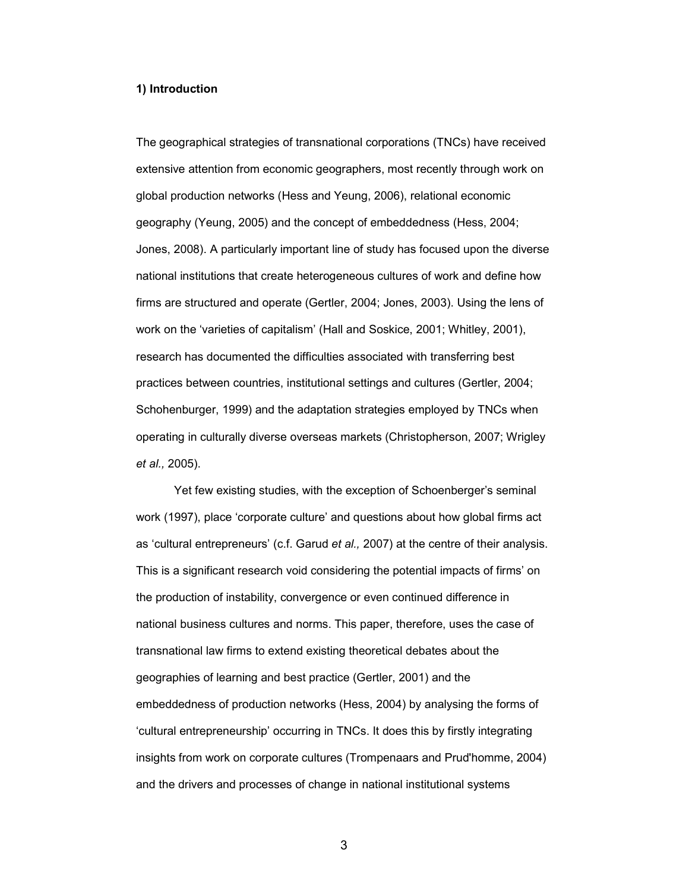**1) Introduction**

The geographical strategies of transnational corporations (TNCs) have received extensive attention from economic geographers, most recently through work on global production networks (Hess and Yeung, 2006), relational economic geography (Yeung, 2005) and the concept of embeddedness (Hess, 2004; Jones, 2008). A particularly important line of study has focused upon the diverse national institutions that create heterogeneous cultures of work and define how firms are structured and operate (Gertler, 2004; Jones, 2003). Using the lens of work on the 'varieties of capitalism' (Hall and Soskice, 2001; Whitley, 2001), research has documented the difficulties associated with transferring best practices between countries, institutional settings and cultures (Gertler, 2004; Schohenburger, 1999) and the adaptation strategies employed by TNCs when operating in culturally diverse overseas markets (Christopherson, 2007; Wrigley *et al.,* 2005).

Yet few existing studies, with the exception of Schoenberger's seminal work (1997), place 'corporate culture' and questions about how global firms act as 'cultural entrepreneurs' (c.f. Garud *et al.,* 2007) at the centre of their analysis. This is a significant research void considering the potential impacts of firms' on the production of instability, convergence or even continued difference in national business cultures and norms. This paper, therefore, uses the case of transnational law firms to extend existing theoretical debates about the geographies of learning and best practice (Gertler, 2001) and the embeddedness of production networks (Hess, 2004) by analysing the forms of 'cultural entrepreneurship' occurring in TNCs. It does this by firstly integrating insights from work on corporate cultures (Trompenaars and Prud'homme, 2004) and the drivers and processes of change in national institutional systems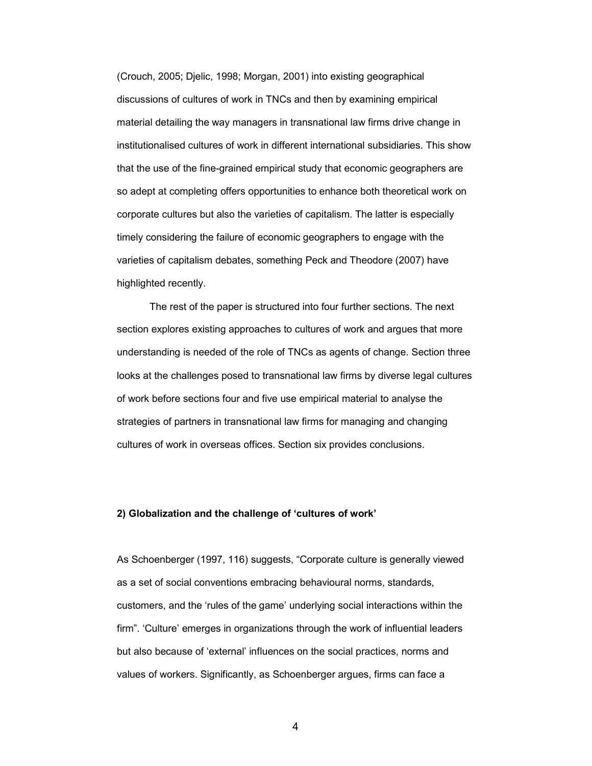(Crouch, 2005; Djelic, 1998; Morgan, 2001) into existing geographical discussions of cultures of work in TNCs and then by examining empirical material detailing the way managers in transnational law firms drive change in institutionalised cultures of work in different international subsidiaries. This show that the use of the fine-grained empirical study that economic geographers are so adept at completing offers opportunities to enhance both theoretical work on corporate cultures but also the varieties of capitalism. The latter is especially timely considering the failure of economic geographers to engage with the varieties of capitalism debates, something Peck and Theodore (2007) have highlighted recently.

The rest of the paper is structured into four further sections. The next section explores existing approaches to cultures of work and argues that more understanding is needed of the role of TNCs as agents of change. Section three looks at the challenges posed to transnational law firms by diverse legal cultures of work before sections four and five use empirical material to analyse the strategies of partners in transnational law firms for managing and changing cultures of work in overseas offices. Section six provides conclusions.

## 2) Globalization and the challenge of 'cultures of work'

As Schoenberger (1997, 116) suggests, "Corporate culture is generally viewed as a set of social conventions embracing behavioural norms, standards, customers, and the 'rules of the game' underlying social interactions within the firm". 'Culture' emerges in organizations through the work of influential leaders but also because of 'external' influences on the social practices, norms and values of workers. Significantly, as Schoenberger argues, firms can face a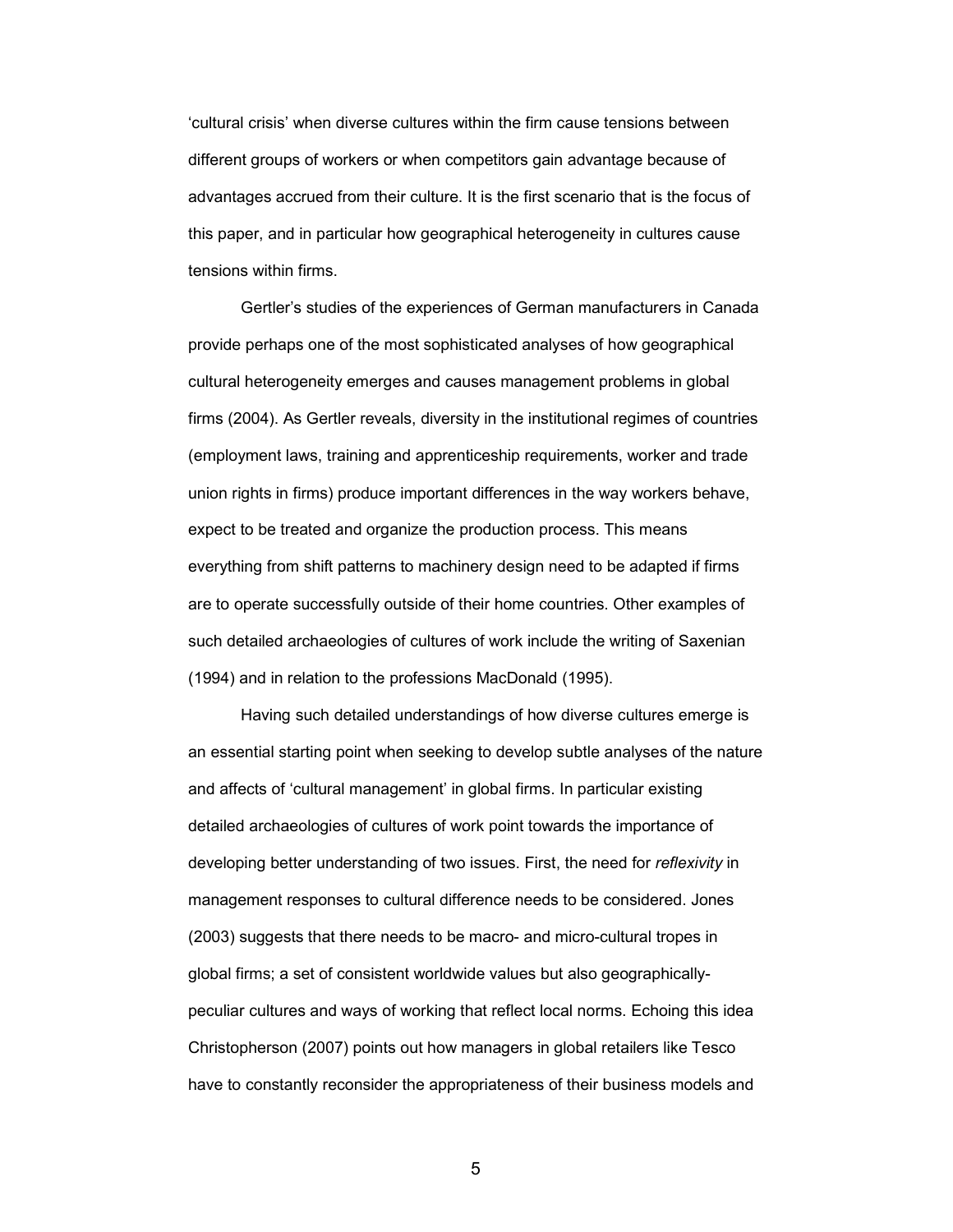'cultural crisis' when diverse cultures within the firm cause tensions between different groups of workers or when competitors gain advantage because of advantages accrued from their culture. It is the first scenario that is the focus of this paper, and in particular how geographical heterogeneity in cultures cause tensions within firms.

Gertler's studies of the experiences of German manufacturers in Canada provide perhaps one of the most sophisticated analyses of how geographical cultural heterogeneity emerges and causes management problems in global firms (2004). As Gertler reveals, diversity in the institutional regimes of countries (employment laws, training and apprenticeship requirements, worker and trade union rights in firms) produce important differences in the way workers behave, expect to be treated and organize the production process. This means everything from shift patterns to machinery design need to be adapted if firms are to operate successfully outside of their home countries. Other examples of such detailed archaeologies of cultures of work include the writing of Saxenian (1994) and in relation to the professions MacDonald (1995).

Having such detailed understandings of how diverse cultures emerge is an essential starting point when seeking to develop subtle analyses of the nature and affects of 'cultural management' in global firms. In particular existing detailed archaeologies of cultures of work point towards the importance of developing better understanding of two issues. First, the need for *reflexivity* in management responses to cultural difference needs to be considered. Jones (2003) suggests that there needs to be macro- and micro-cultural tropes in global firms; a set of consistent worldwide values but also geographically-peculiar cultures and ways of working that reflect local norms. Echoing this idea Christopherson (2007) points out how managers in global retailers like Tesco have to constantly reconsider the appropriateness of their business models and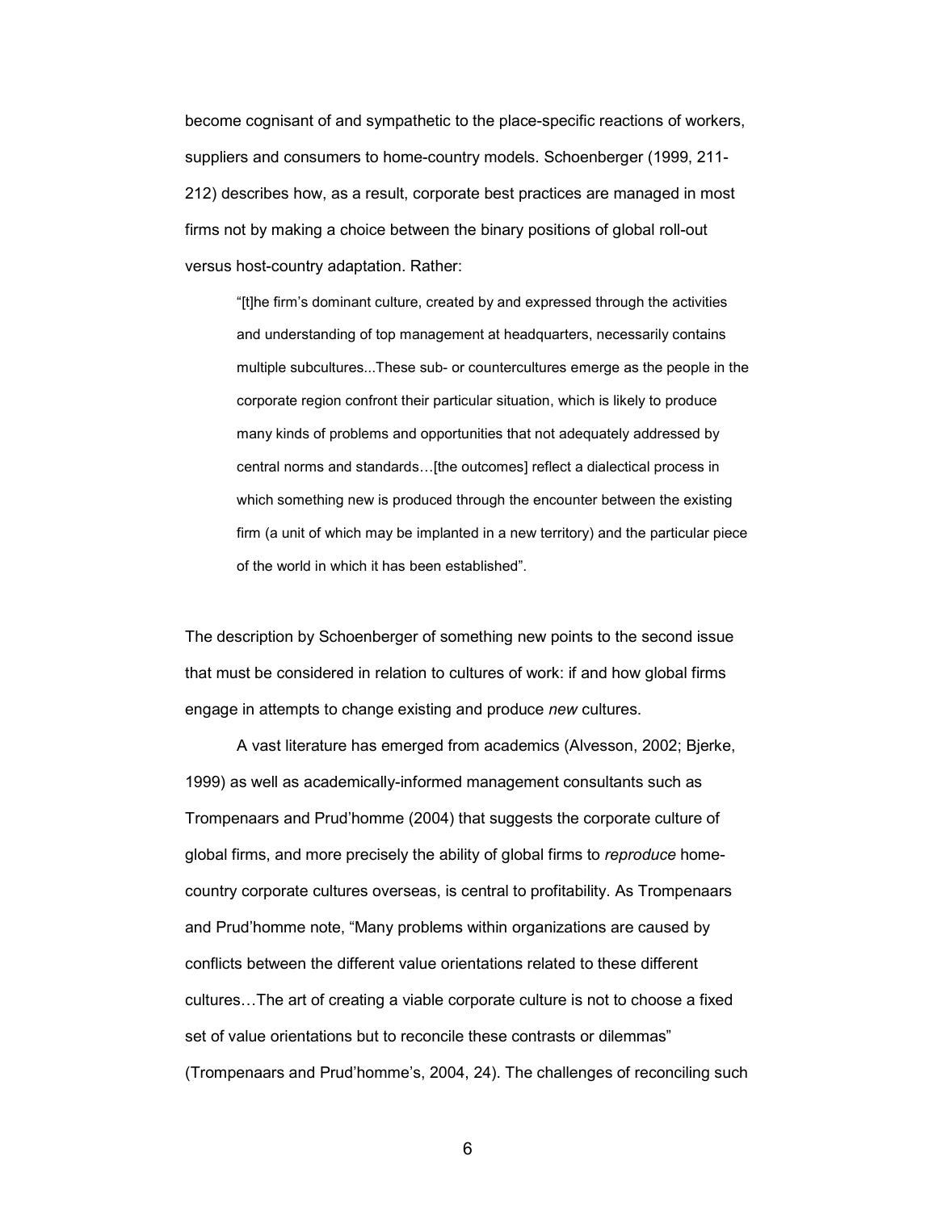become cognisant of and sympathetic to the place-specific reactions of workers, suppliers and consumers to home-country models. Schoenberger (1999, 211-212) describes how, as a result, corporate best practices are managed in most firms not by making a choice between the binary positions of global roll-out versus host-country adaptation. Rather:

> "[t]he firm's dominant culture, created by and expressed through the activities and understanding of top management at headquarters, necessarily contains multiple subcultures...These sub- or countercultures emerge as the people in the corporate region confront their particular situation, which is likely to produce many kinds of problems and opportunities that not adequately addressed by central norms and standards…[the outcomes] reflect a dialectical process in which something new is produced through the encounter between the existing firm (a unit of which may be implanted in a new territory) and the particular piece of the world in which it has been established".

The description by Schoenberger of something new points to the second issue that must be considered in relation to cultures of work: if and how global firms engage in attempts to change existing and produce *new* cultures.

A vast literature has emerged from academics (Alvesson, 2002; Bjerke, 1999) as well as academically-informed management consultants such as Trompenaars and Prud'homme (2004) that suggests the corporate culture of global firms, and more precisely the ability of global firms to *reproduce* home-country corporate cultures overseas, is central to profitability. As Trompenaars and Prud'homme note, "Many problems within organizations are caused by conflicts between the different value orientations related to these different cultures…The art of creating a viable corporate culture is not to choose a fixed set of value orientations but to reconcile these contrasts or dilemmas" (Trompenaars and Prud'homme's, 2004, 24). The challenges of reconciling such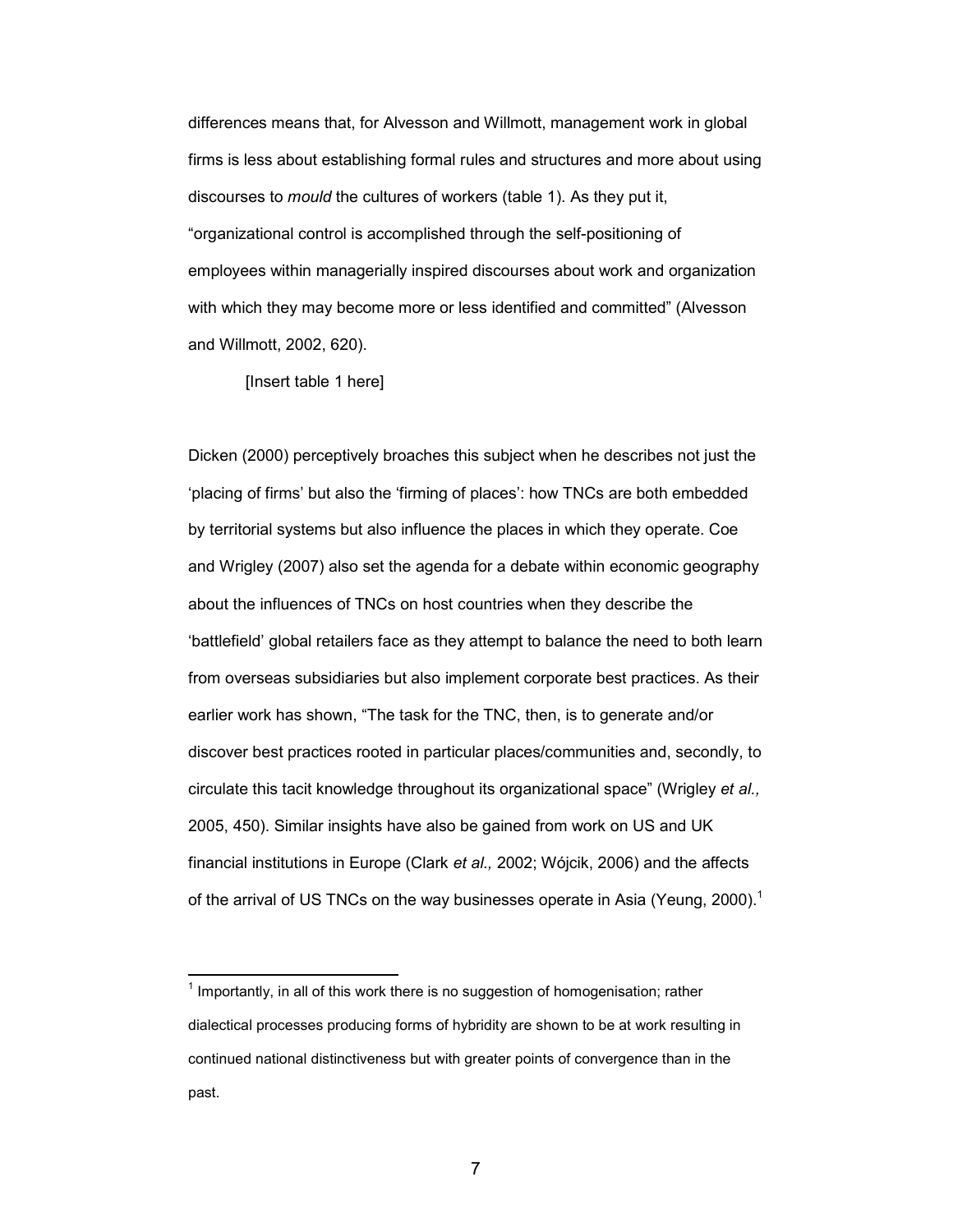differences means that, for Alvesson and Willmott, management work in global firms is less about establishing formal rules and structures and more about using discourses to *mould* the cultures of workers (table 1). As they put it, "organizational control is accomplished through the self-positioning of employees within managerially inspired discourses about work and organization with which they may become more or less identified and committed" (Alvesson and Willmott, 2002, 620).

[Insert table 1 here]

Dicken (2000) perceptively broaches this subject when he describes not just the 'placing of firms' but also the 'firming of places': how TNCs are both embedded by territorial systems but also influence the places in which they operate. Coe and Wrigley (2007) also set the agenda for a debate within economic geography about the influences of TNCs on host countries when they describe the 'battlefield' global retailers face as they attempt to balance the need to both learn from overseas subsidiaries but also implement corporate best practices. As their earlier work has shown, "The task for the TNC, then, is to generate and/or discover best practices rooted in particular places/communities and, secondly, to circulate this tacit knowledge throughout its organizational space" (Wrigley *et al.,* 2005, 450). Similar insights have also be gained from work on US and UK financial institutions in Europe (Clark *et al.,* 2002; Wójcik, 2006) and the affects of the arrival of US TNCs on the way businesses operate in Asia (Yeung, 2000).[1]

[1] Importantly, in all of this work there is no suggestion of homogenisation; rather dialectical processes producing forms of hybridity are shown to be at work resulting in continued national distinctiveness but with greater points of convergence than in the past.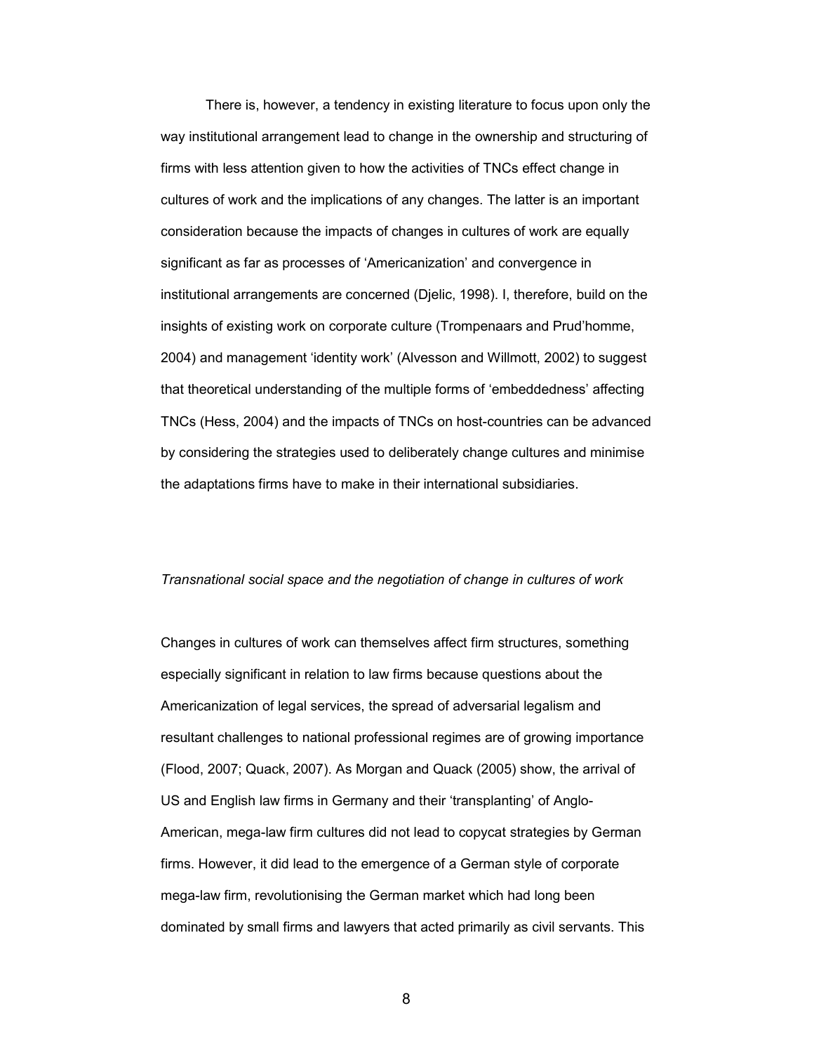There is, however, a tendency in existing literature to focus upon only the way institutional arrangement lead to change in the ownership and structuring of firms with less attention given to how the activities of TNCs effect change in cultures of work and the implications of any changes. The latter is an important consideration because the impacts of changes in cultures of work are equally significant as far as processes of 'Americanization' and convergence in institutional arrangements are concerned (Djelic, 1998). I, therefore, build on the insights of existing work on corporate culture (Trompenaars and Prud'homme, 2004) and management 'identity work' (Alvesson and Willmott, 2002) to suggest that theoretical understanding of the multiple forms of 'embeddedness' affecting TNCs (Hess, 2004) and the impacts of TNCs on host-countries can be advanced by considering the strategies used to deliberately change cultures and minimise the adaptations firms have to make in their international subsidiaries.

*Transnational social space and the negotiation of change in cultures of work*

Changes in cultures of work can themselves affect firm structures, something especially significant in relation to law firms because questions about the Americanization of legal services, the spread of adversarial legalism and resultant challenges to national professional regimes are of growing importance (Flood, 2007; Quack, 2007). As Morgan and Quack (2005) show, the arrival of US and English law firms in Germany and their 'transplanting' of Anglo-American, mega-law firm cultures did not lead to copycat strategies by German firms. However, it did lead to the emergence of a German style of corporate mega-law firm, revolutionising the German market which had long been dominated by small firms and lawyers that acted primarily as civil servants. This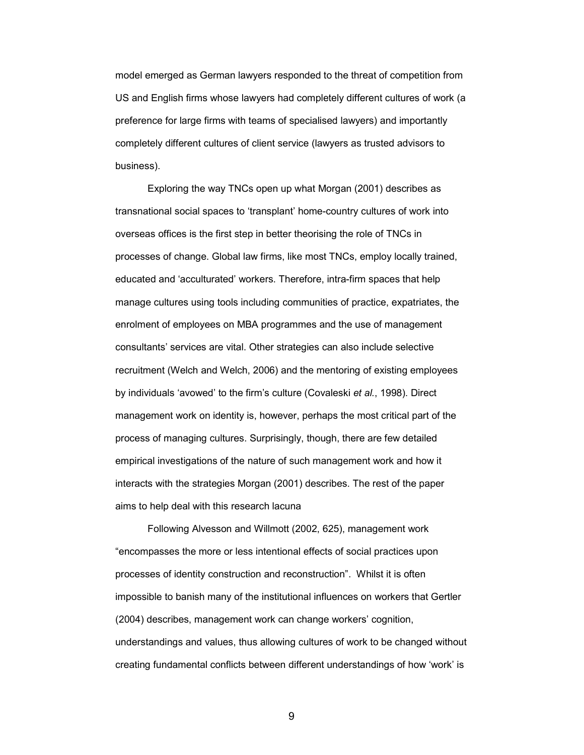model emerged as German lawyers responded to the threat of competition from US and English firms whose lawyers had completely different cultures of work (a preference for large firms with teams of specialised lawyers) and importantly completely different cultures of client service (lawyers as trusted advisors to business).

Exploring the way TNCs open up what Morgan (2001) describes as transnational social spaces to 'transplant' home-country cultures of work into overseas offices is the first step in better theorising the role of TNCs in processes of change. Global law firms, like most TNCs, employ locally trained, educated and 'acculturated' workers. Therefore, intra-firm spaces that help manage cultures using tools including communities of practice, expatriates, the enrolment of employees on MBA programmes and the use of management consultants' services are vital. Other strategies can also include selective recruitment (Welch and Welch, 2006) and the mentoring of existing employees by individuals 'avowed' to the firm's culture (Covaleski *et al.*, 1998). Direct management work on identity is, however, perhaps the most critical part of the process of managing cultures. Surprisingly, though, there are few detailed empirical investigations of the nature of such management work and how it interacts with the strategies Morgan (2001) describes. The rest of the paper aims to help deal with this research lacuna

Following Alvesson and Willmott (2002, 625), management work "encompasses the more or less intentional effects of social practices upon processes of identity construction and reconstruction". Whilst it is often impossible to banish many of the institutional influences on workers that Gertler (2004) describes, management work can change workers' cognition, understandings and values, thus allowing cultures of work to be changed without creating fundamental conflicts between different understandings of how 'work' is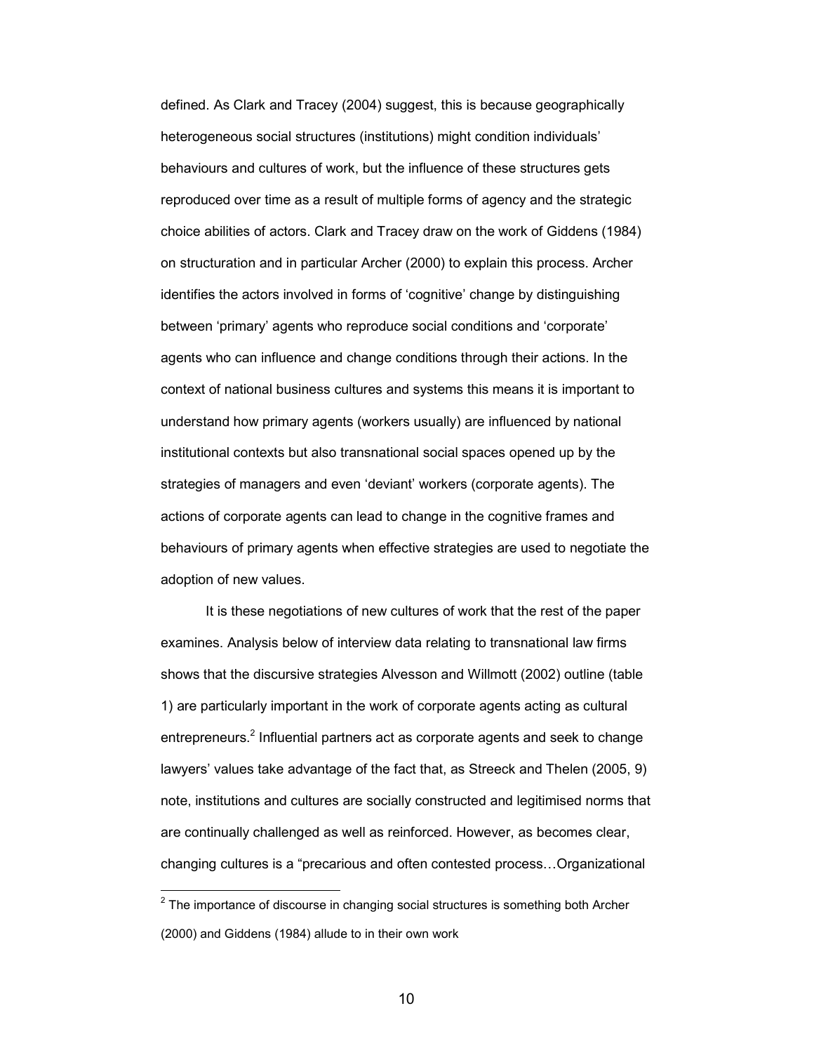defined. As Clark and Tracey (2004) suggest, this is because geographically heterogeneous social structures (institutions) might condition individuals' behaviours and cultures of work, but the influence of these structures gets reproduced over time as a result of multiple forms of agency and the strategic choice abilities of actors. Clark and Tracey draw on the work of Giddens (1984) on structuration and in particular Archer (2000) to explain this process. Archer identifies the actors involved in forms of 'cognitive' change by distinguishing between 'primary' agents who reproduce social conditions and 'corporate' agents who can influence and change conditions through their actions. In the context of national business cultures and systems this means it is important to understand how primary agents (workers usually) are influenced by national institutional contexts but also transnational social spaces opened up by the strategies of managers and even 'deviant' workers (corporate agents). The actions of corporate agents can lead to change in the cognitive frames and behaviours of primary agents when effective strategies are used to negotiate the adoption of new values.

It is these negotiations of new cultures of work that the rest of the paper examines. Analysis below of interview data relating to transnational law firms shows that the discursive strategies Alvesson and Willmott (2002) outline (table 1) are particularly important in the work of corporate agents acting as cultural entrepreneurs.[2] Influential partners act as corporate agents and seek to change lawyers' values take advantage of the fact that, as Streeck and Thelen (2005, 9) note, institutions and cultures are socially constructed and legitimised norms that are continually challenged as well as reinforced. However, as becomes clear, changing cultures is a "precarious and often contested process…Organizational

[2] The importance of discourse in changing social structures is something both Archer (2000) and Giddens (1984) allude to in their own work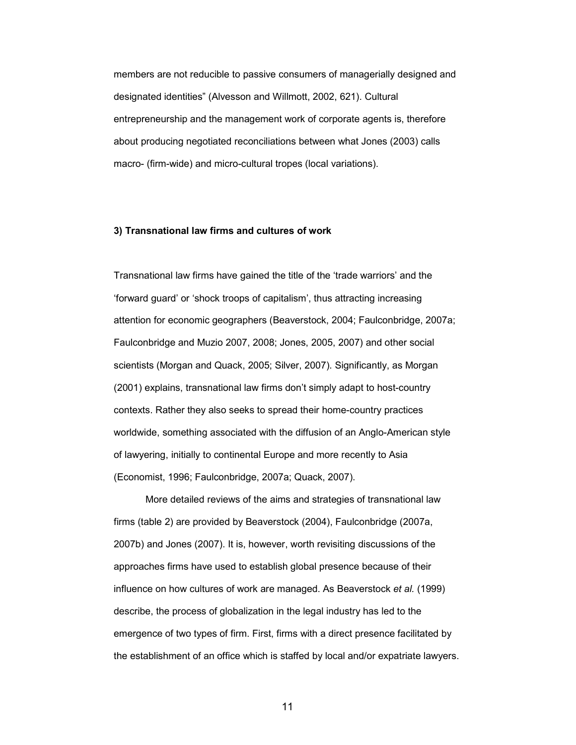members are not reducible to passive consumers of managerially designed and designated identities" (Alvesson and Willmott, 2002, 621). Cultural entrepreneurship and the management work of corporate agents is, therefore about producing negotiated reconciliations between what Jones (2003) calls macro- (firm-wide) and micro-cultural tropes (local variations).

### 3) Transnational law firms and cultures of work

Transnational law firms have gained the title of the 'trade warriors' and the 'forward guard' or 'shock troops of capitalism', thus attracting increasing attention for economic geographers (Beaverstock, 2004; Faulconbridge, 2007a; Faulconbridge and Muzio 2007, 2008; Jones, 2005, 2007) and other social scientists (Morgan and Quack, 2005; Silver, 2007). Significantly, as Morgan (2001) explains, transnational law firms don't simply adapt to host-country contexts. Rather they also seeks to spread their home-country practices worldwide, something associated with the diffusion of an Anglo-American style of lawyering, initially to continental Europe and more recently to Asia (Economist, 1996; Faulconbridge, 2007a; Quack, 2007).

More detailed reviews of the aims and strategies of transnational law firms (table 2) are provided by Beaverstock (2004), Faulconbridge (2007a, 2007b) and Jones (2007). It is, however, worth revisiting discussions of the approaches firms have used to establish global presence because of their influence on how cultures of work are managed. As Beaverstock *et al.* (1999) describe, the process of globalization in the legal industry has led to the emergence of two types of firm. First, firms with a direct presence facilitated by the establishment of an office which is staffed by local and/or expatriate lawyers.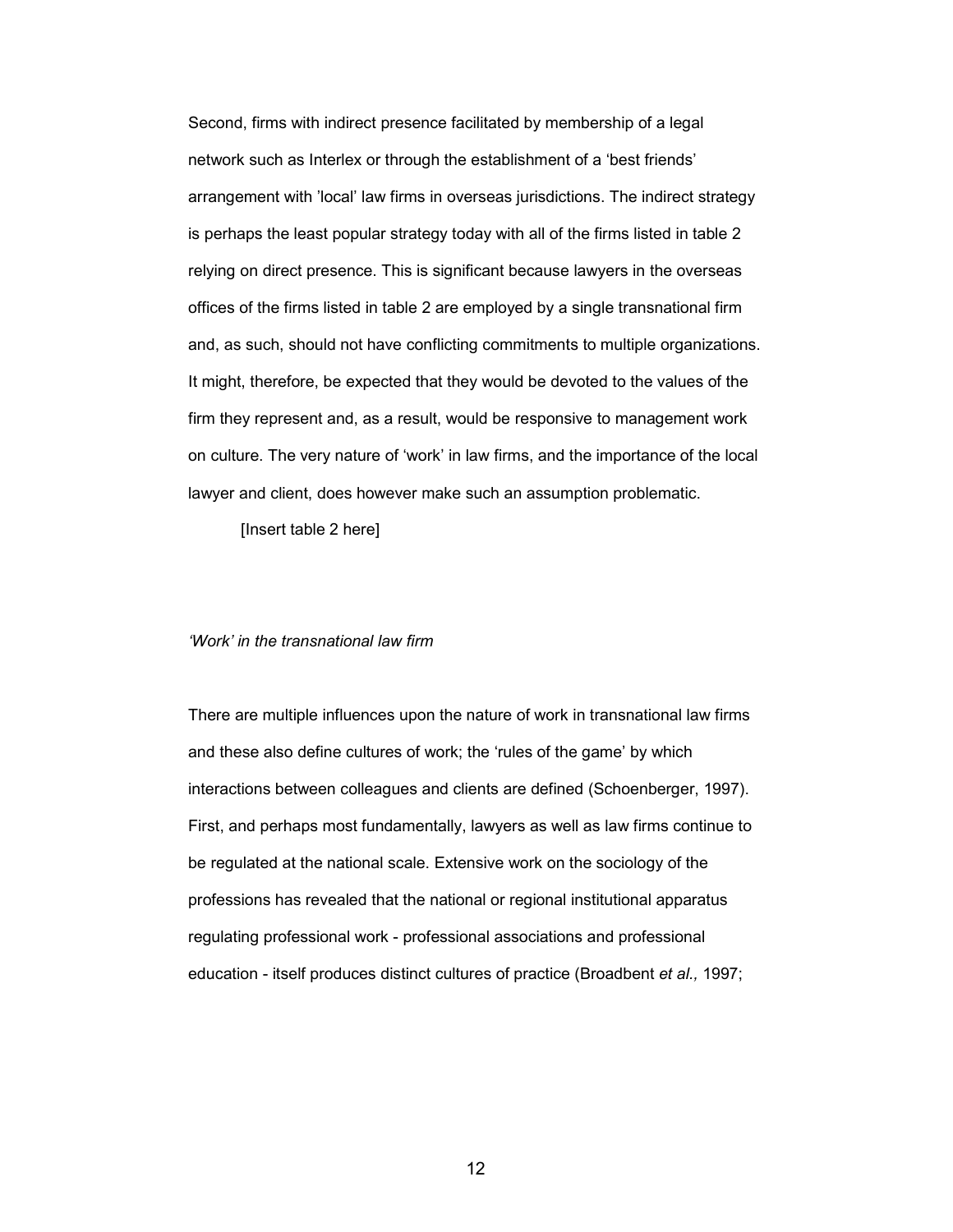Second, firms with indirect presence facilitated by membership of a legal network such as Interlex or through the establishment of a 'best friends' arrangement with 'local' law firms in overseas jurisdictions. The indirect strategy is perhaps the least popular strategy today with all of the firms listed in table 2 relying on direct presence. This is significant because lawyers in the overseas offices of the firms listed in table 2 are employed by a single transnational firm and, as such, should not have conflicting commitments to multiple organizations. It might, therefore, be expected that they would be devoted to the values of the firm they represent and, as a result, would be responsive to management work on culture. The very nature of 'work' in law firms, and the importance of the local lawyer and client, does however make such an assumption problematic.

[Insert table 2 here]

### *'Work' in the transnational law firm*

There are multiple influences upon the nature of work in transnational law firms and these also define cultures of work; the 'rules of the game' by which interactions between colleagues and clients are defined (Schoenberger, 1997). First, and perhaps most fundamentally, lawyers as well as law firms continue to be regulated at the national scale. Extensive work on the sociology of the professions has revealed that the national or regional institutional apparatus regulating professional work - professional associations and professional education - itself produces distinct cultures of practice (Broadbent *et al.,* 1997;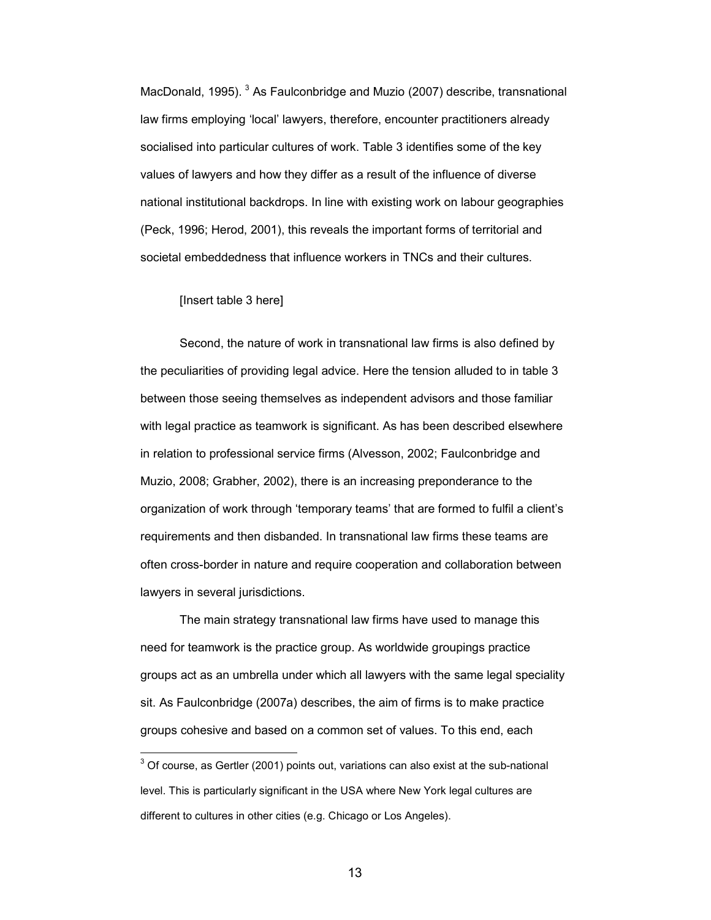MacDonald, 1995). [3] As Faulconbridge and Muzio (2007) describe, transnational law firms employing 'local' lawyers, therefore, encounter practitioners already socialised into particular cultures of work. Table 3 identifies some of the key values of lawyers and how they differ as a result of the influence of diverse national institutional backdrops. In line with existing work on labour geographies (Peck, 1996; Herod, 2001), this reveals the important forms of territorial and societal embeddedness that influence workers in TNCs and their cultures.

[Insert table 3 here]

Second, the nature of work in transnational law firms is also defined by the peculiarities of providing legal advice. Here the tension alluded to in table 3 between those seeing themselves as independent advisors and those familiar with legal practice as teamwork is significant. As has been described elsewhere in relation to professional service firms (Alvesson, 2002; Faulconbridge and Muzio, 2008; Grabher, 2002), there is an increasing preponderance to the organization of work through 'temporary teams' that are formed to fulfil a client's requirements and then disbanded. In transnational law firms these teams are often cross-border in nature and require cooperation and collaboration between lawyers in several jurisdictions.

The main strategy transnational law firms have used to manage this need for teamwork is the practice group. As worldwide groupings practice groups act as an umbrella under which all lawyers with the same legal speciality sit. As Faulconbridge (2007a) describes, the aim of firms is to make practice groups cohesive and based on a common set of values. To this end, each

[3] Of course, as Gertler (2001) points out, variations can also exist at the sub-national level. This is particularly significant in the USA where New York legal cultures are different to cultures in other cities (e.g. Chicago or Los Angeles).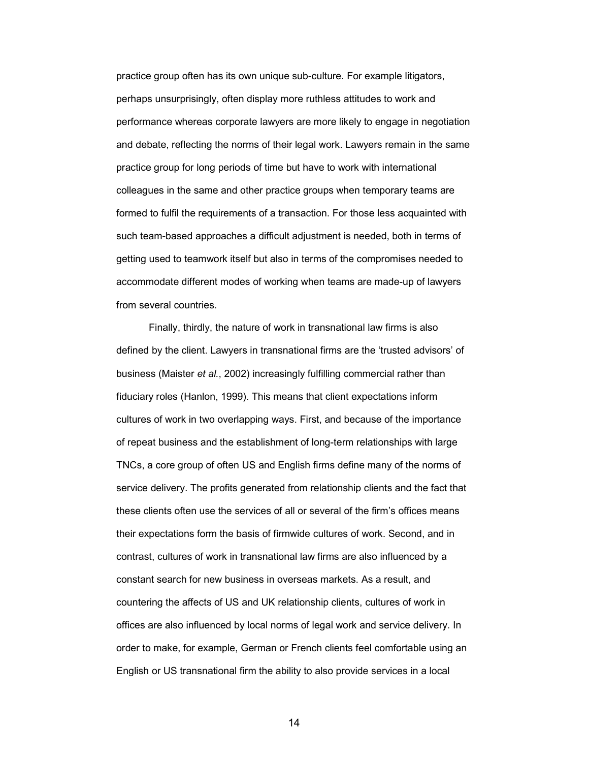practice group often has its own unique sub-culture. For example litigators, perhaps unsurprisingly, often display more ruthless attitudes to work and performance whereas corporate lawyers are more likely to engage in negotiation and debate, reflecting the norms of their legal work. Lawyers remain in the same practice group for long periods of time but have to work with international colleagues in the same and other practice groups when temporary teams are formed to fulfil the requirements of a transaction. For those less acquainted with such team-based approaches a difficult adjustment is needed, both in terms of getting used to teamwork itself but also in terms of the compromises needed to accommodate different modes of working when teams are made-up of lawyers from several countries.

Finally, thirdly, the nature of work in transnational law firms is also defined by the client. Lawyers in transnational firms are the 'trusted advisors' of business (Maister *et al.*, 2002) increasingly fulfilling commercial rather than fiduciary roles (Hanlon, 1999). This means that client expectations inform cultures of work in two overlapping ways. First, and because of the importance of repeat business and the establishment of long-term relationships with large TNCs, a core group of often US and English firms define many of the norms of service delivery. The profits generated from relationship clients and the fact that these clients often use the services of all or several of the firm's offices means their expectations form the basis of firmwide cultures of work. Second, and in contrast, cultures of work in transnational law firms are also influenced by a constant search for new business in overseas markets. As a result, and countering the affects of US and UK relationship clients, cultures of work in offices are also influenced by local norms of legal work and service delivery. In order to make, for example, German or French clients feel comfortable using an English or US transnational firm the ability to also provide services in a local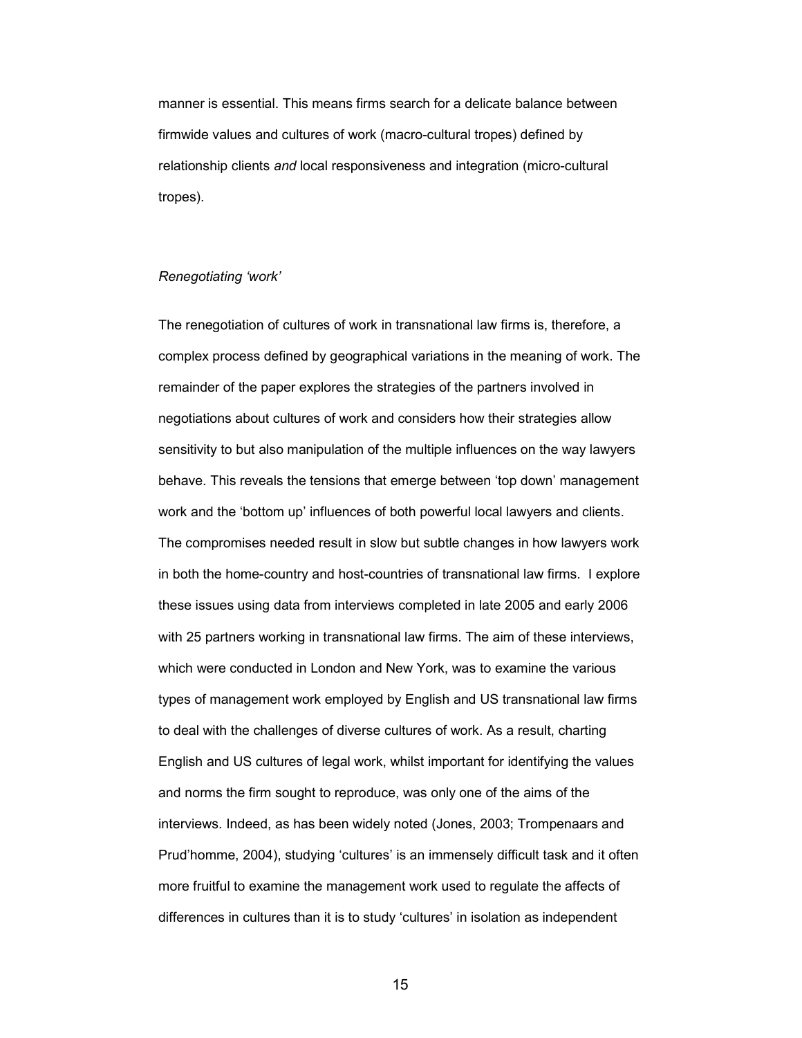manner is essential. This means firms search for a delicate balance between firmwide values and cultures of work (macro-cultural tropes) defined by relationship clients *and* local responsiveness and integration (micro-cultural tropes).

*Renegotiating 'work'*

The renegotiation of cultures of work in transnational law firms is, therefore, a complex process defined by geographical variations in the meaning of work. The remainder of the paper explores the strategies of the partners involved in negotiations about cultures of work and considers how their strategies allow sensitivity to but also manipulation of the multiple influences on the way lawyers behave. This reveals the tensions that emerge between 'top down' management work and the 'bottom up' influences of both powerful local lawyers and clients. The compromises needed result in slow but subtle changes in how lawyers work in both the home-country and host-countries of transnational law firms. I explore these issues using data from interviews completed in late 2005 and early 2006 with 25 partners working in transnational law firms. The aim of these interviews, which were conducted in London and New York, was to examine the various types of management work employed by English and US transnational law firms to deal with the challenges of diverse cultures of work. As a result, charting English and US cultures of legal work, whilst important for identifying the values and norms the firm sought to reproduce, was only one of the aims of the interviews. Indeed, as has been widely noted (Jones, 2003; Trompenaars and Prud'homme, 2004), studying 'cultures' is an immensely difficult task and it often more fruitful to examine the management work used to regulate the affects of differences in cultures than it is to study 'cultures' in isolation as independent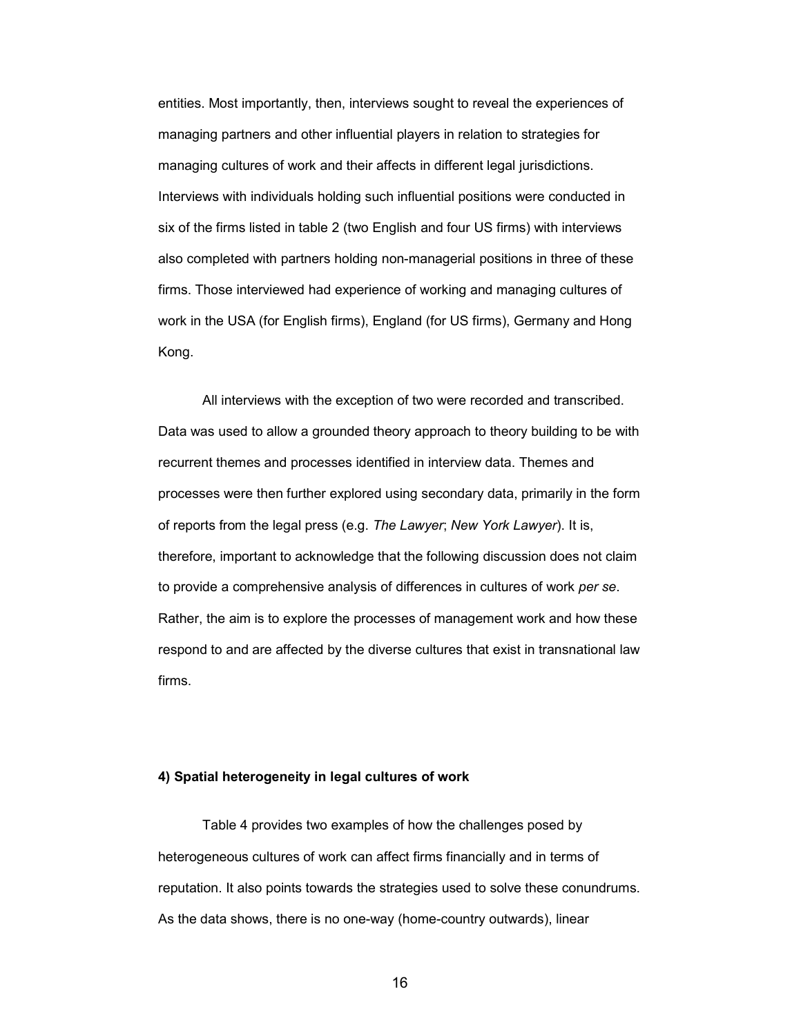entities. Most importantly, then, interviews sought to reveal the experiences of managing partners and other influential players in relation to strategies for managing cultures of work and their affects in different legal jurisdictions. Interviews with individuals holding such influential positions were conducted in six of the firms listed in table 2 (two English and four US firms) with interviews also completed with partners holding non-managerial positions in three of these firms. Those interviewed had experience of working and managing cultures of work in the USA (for English firms), England (for US firms), Germany and Hong Kong.

All interviews with the exception of two were recorded and transcribed. Data was used to allow a grounded theory approach to theory building to be with recurrent themes and processes identified in interview data. Themes and processes were then further explored using secondary data, primarily in the form of reports from the legal press (e.g. *The Lawyer*; *New York Lawyer*). It is, therefore, important to acknowledge that the following discussion does not claim to provide a comprehensive analysis of differences in cultures of work *per se*. Rather, the aim is to explore the processes of management work and how these respond to and are affected by the diverse cultures that exist in transnational law firms.

#### 4) Spatial heterogeneity in legal cultures of work

Table 4 provides two examples of how the challenges posed by heterogeneous cultures of work can affect firms financially and in terms of reputation. It also points towards the strategies used to solve these conundrums. As the data shows, there is no one-way (home-country outwards), linear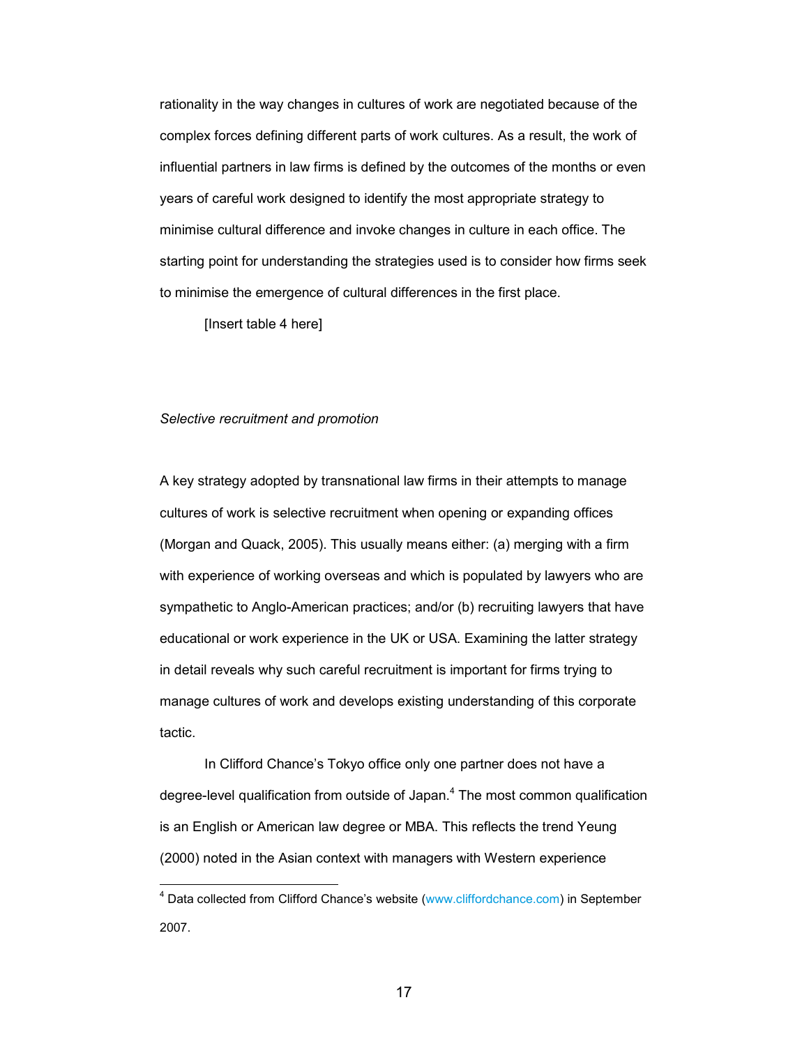rationality in the way changes in cultures of work are negotiated because of the complex forces defining different parts of work cultures. As a result, the work of influential partners in law firms is defined by the outcomes of the months or even years of careful work designed to identify the most appropriate strategy to minimise cultural difference and invoke changes in culture in each office. The starting point for understanding the strategies used is to consider how firms seek to minimise the emergence of cultural differences in the first place.

[Insert table 4 here]

*Selective recruitment and promotion*

A key strategy adopted by transnational law firms in their attempts to manage cultures of work is selective recruitment when opening or expanding offices (Morgan and Quack, 2005). This usually means either: (a) merging with a firm with experience of working overseas and which is populated by lawyers who are sympathetic to Anglo-American practices; and/or (b) recruiting lawyers that have educational or work experience in the UK or USA. Examining the latter strategy in detail reveals why such careful recruitment is important for firms trying to manage cultures of work and develops existing understanding of this corporate tactic.

In Clifford Chance's Tokyo office only one partner does not have a degree-level qualification from outside of Japan.[4] The most common qualification is an English or American law degree or MBA. This reflects the trend Yeung (2000) noted in the Asian context with managers with Western experience

[4] Data collected from Clifford Chance's website (www.cliffordchance.com) in September 2007.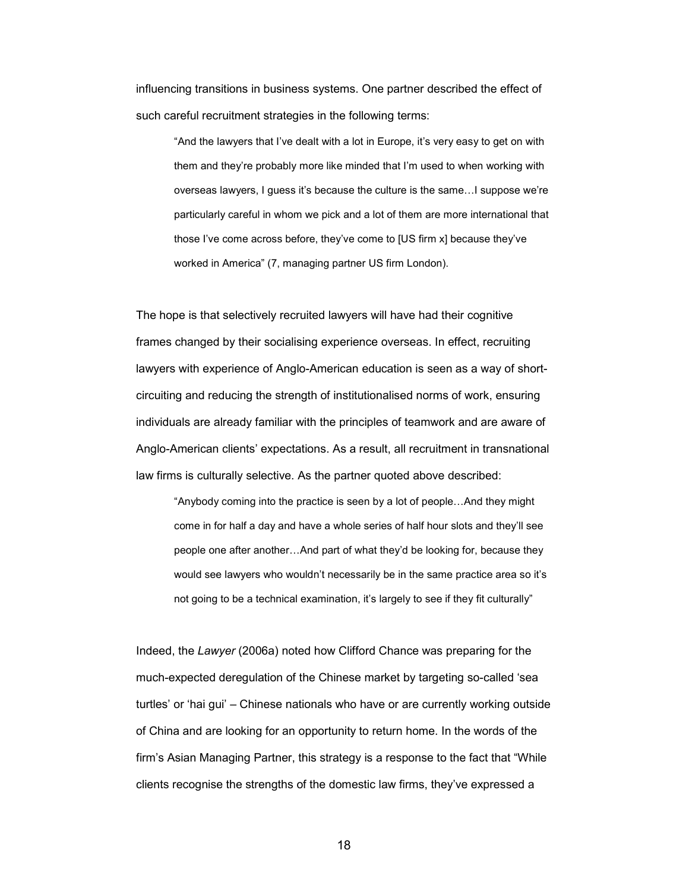influencing transitions in business systems. One partner described the effect of such careful recruitment strategies in the following terms:

> "And the lawyers that I've dealt with a lot in Europe, it's very easy to get on with them and they're probably more like minded that I'm used to when working with overseas lawyers, I guess it's because the culture is the same…I suppose we're particularly careful in whom we pick and a lot of them are more international that those I've come across before, they've come to [US firm x] because they've worked in America" (7, managing partner US firm London).

The hope is that selectively recruited lawyers will have had their cognitive frames changed by their socialising experience overseas. In effect, recruiting lawyers with experience of Anglo-American education is seen as a way of short-circuiting and reducing the strength of institutionalised norms of work, ensuring individuals are already familiar with the principles of teamwork and are aware of Anglo-American clients' expectations. As a result, all recruitment in transnational law firms is culturally selective. As the partner quoted above described:

> "Anybody coming into the practice is seen by a lot of people…And they might come in for half a day and have a whole series of half hour slots and they'll see people one after another…And part of what they'd be looking for, because they would see lawyers who wouldn't necessarily be in the same practice area so it's not going to be a technical examination, it's largely to see if they fit culturally"

Indeed, the *Lawyer* (2006a) noted how Clifford Chance was preparing for the much-expected deregulation of the Chinese market by targeting so-called 'sea turtles' or 'hai gui' – Chinese nationals who have or are currently working outside of China and are looking for an opportunity to return home. In the words of the firm's Asian Managing Partner, this strategy is a response to the fact that "While clients recognise the strengths of the domestic law firms, they've expressed a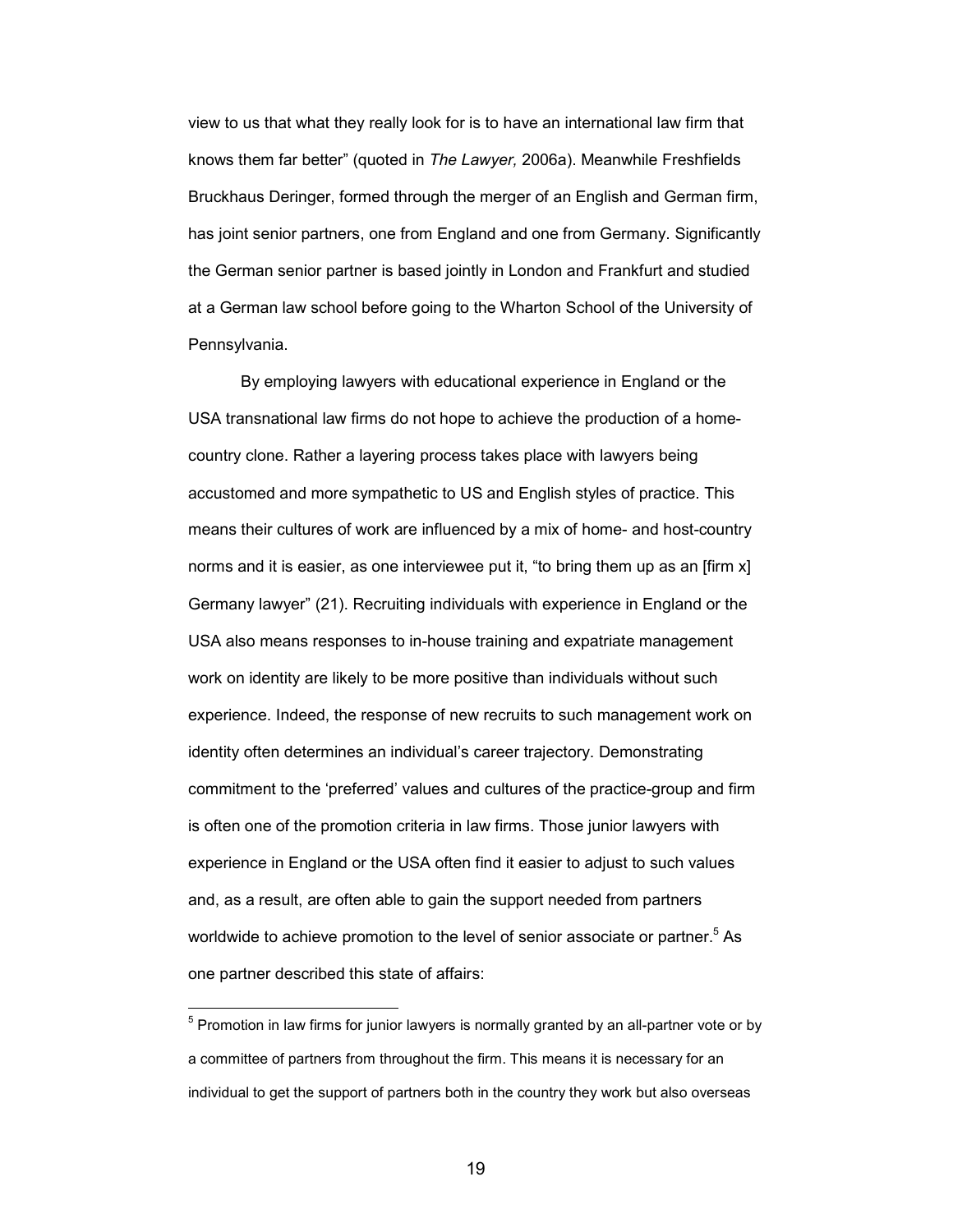view to us that what they really look for is to have an international law firm that knows them far better" (quoted in *The Lawyer,* 2006a). Meanwhile Freshfields Bruckhaus Deringer, formed through the merger of an English and German firm, has joint senior partners, one from England and one from Germany. Significantly the German senior partner is based jointly in London and Frankfurt and studied at a German law school before going to the Wharton School of the University of Pennsylvania.

By employing lawyers with educational experience in England or the USA transnational law firms do not hope to achieve the production of a home-country clone. Rather a layering process takes place with lawyers being accustomed and more sympathetic to US and English styles of practice. This means their cultures of work are influenced by a mix of home- and host-country norms and it is easier, as one interviewee put it, "to bring them up as an [firm x] Germany lawyer" (21). Recruiting individuals with experience in England or the USA also means responses to in-house training and expatriate management work on identity are likely to be more positive than individuals without such experience. Indeed, the response of new recruits to such management work on identity often determines an individual's career trajectory. Demonstrating commitment to the 'preferred' values and cultures of the practice-group and firm is often one of the promotion criteria in law firms. Those junior lawyers with experience in England or the USA often find it easier to adjust to such values and, as a result, are often able to gain the support needed from partners worldwide to achieve promotion to the level of senior associate or partner.[5] As one partner described this state of affairs:

---

[5] Promotion in law firms for junior lawyers is normally granted by an all-partner vote or by a committee of partners from throughout the firm. This means it is necessary for an individual to get the support of partners both in the country they work but also overseas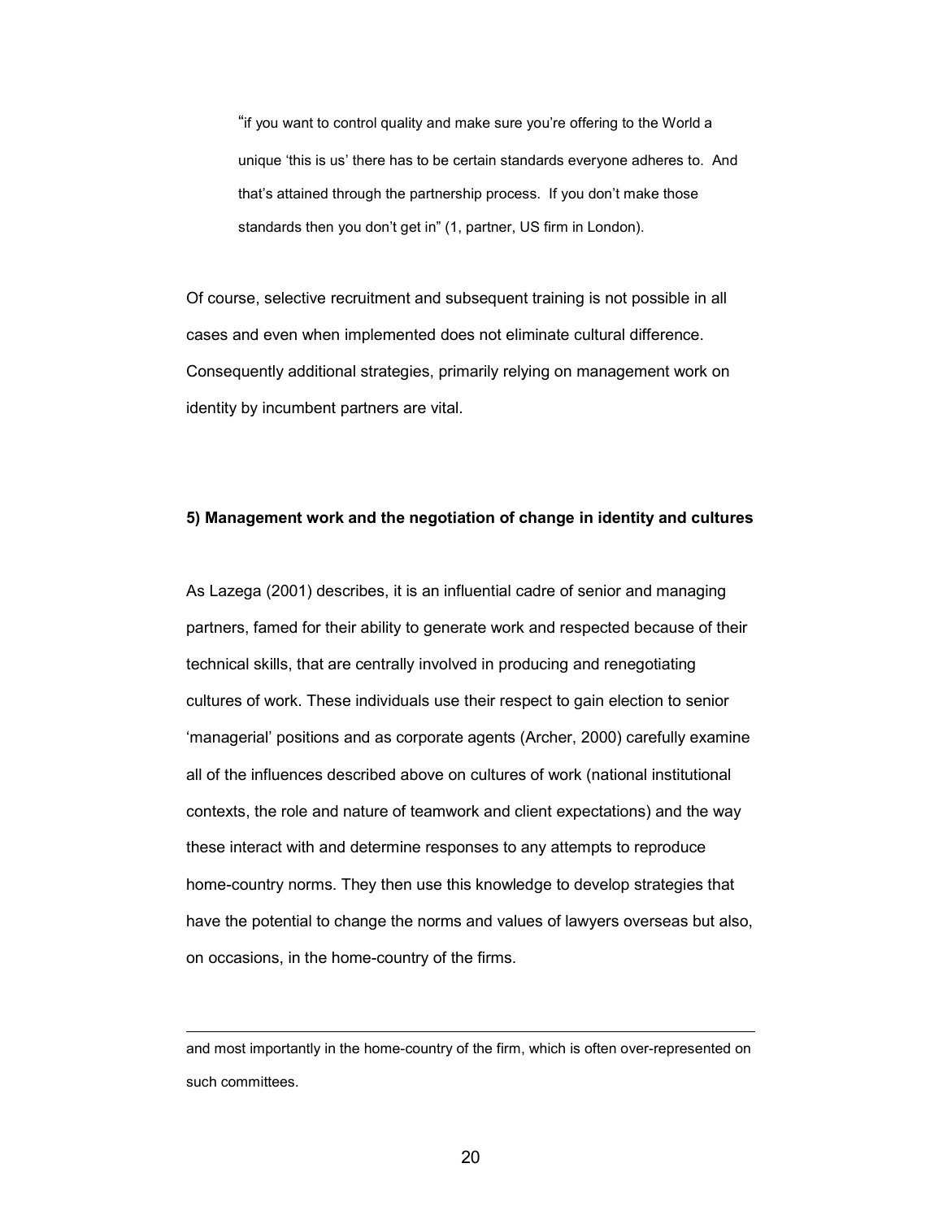> "if you want to control quality and make sure you're offering to the World a unique 'this is us' there has to be certain standards everyone adheres to. And that's attained through the partnership process. If you don't make those standards then you don't get in" (1, partner, US firm in London).

Of course, selective recruitment and subsequent training is not possible in all cases and even when implemented does not eliminate cultural difference. Consequently additional strategies, primarily relying on management work on identity by incumbent partners are vital.

**5) Management work and the negotiation of change in identity and cultures**

As Lazega (2001) describes, it is an influential cadre of senior and managing partners, famed for their ability to generate work and respected because of their technical skills, that are centrally involved in producing and renegotiating cultures of work. These individuals use their respect to gain election to senior 'managerial' positions and as corporate agents (Archer, 2000) carefully examine all of the influences described above on cultures of work (national institutional contexts, the role and nature of teamwork and client expectations) and the way these interact with and determine responses to any attempts to reproduce home-country norms. They then use this knowledge to develop strategies that have the potential to change the norms and values of lawyers overseas but also, on occasions, in the home-country of the firms.

---

and most importantly in the home-country of the firm, which is often over-represented on such committees.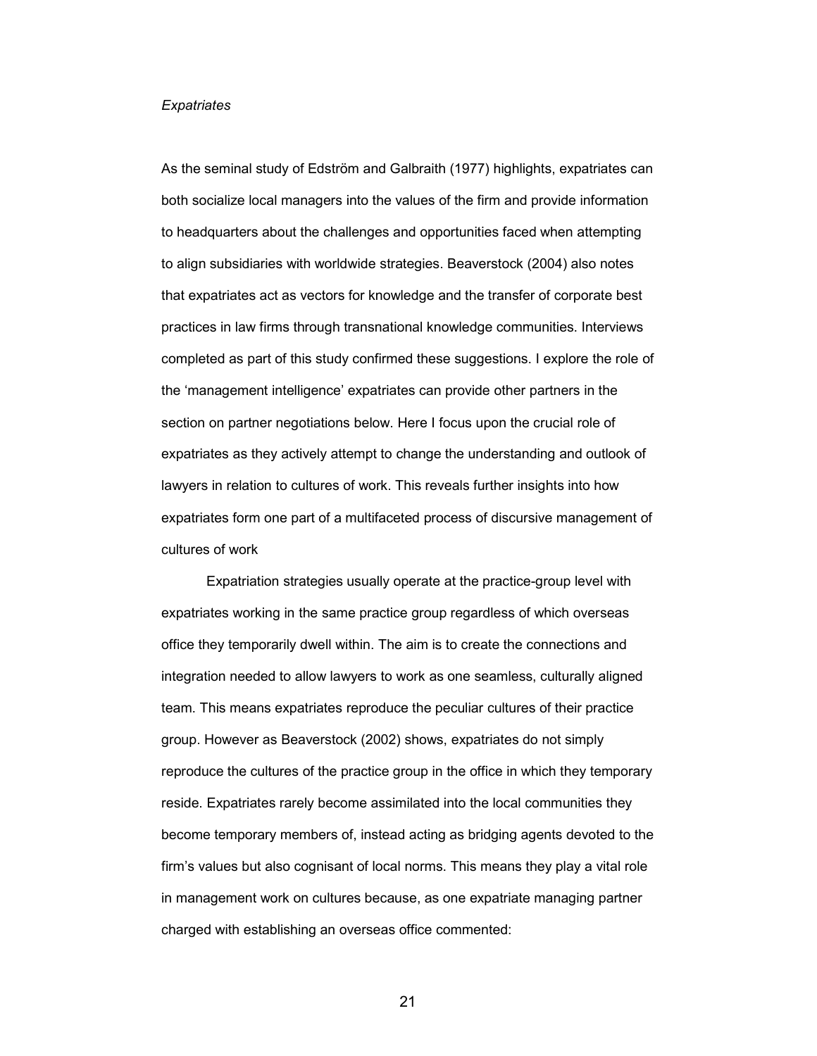*Expatriates*

As the seminal study of Edström and Galbraith (1977) highlights, expatriates can both socialize local managers into the values of the firm and provide information to headquarters about the challenges and opportunities faced when attempting to align subsidiaries with worldwide strategies. Beaverstock (2004) also notes that expatriates act as vectors for knowledge and the transfer of corporate best practices in law firms through transnational knowledge communities. Interviews completed as part of this study confirmed these suggestions. I explore the role of the 'management intelligence' expatriates can provide other partners in the section on partner negotiations below. Here I focus upon the crucial role of expatriates as they actively attempt to change the understanding and outlook of lawyers in relation to cultures of work. This reveals further insights into how expatriates form one part of a multifaceted process of discursive management of cultures of work

Expatriation strategies usually operate at the practice-group level with expatriates working in the same practice group regardless of which overseas office they temporarily dwell within. The aim is to create the connections and integration needed to allow lawyers to work as one seamless, culturally aligned team. This means expatriates reproduce the peculiar cultures of their practice group. However as Beaverstock (2002) shows, expatriates do not simply reproduce the cultures of the practice group in the office in which they temporary reside. Expatriates rarely become assimilated into the local communities they become temporary members of, instead acting as bridging agents devoted to the firm's values but also cognisant of local norms. This means they play a vital role in management work on cultures because, as one expatriate managing partner charged with establishing an overseas office commented: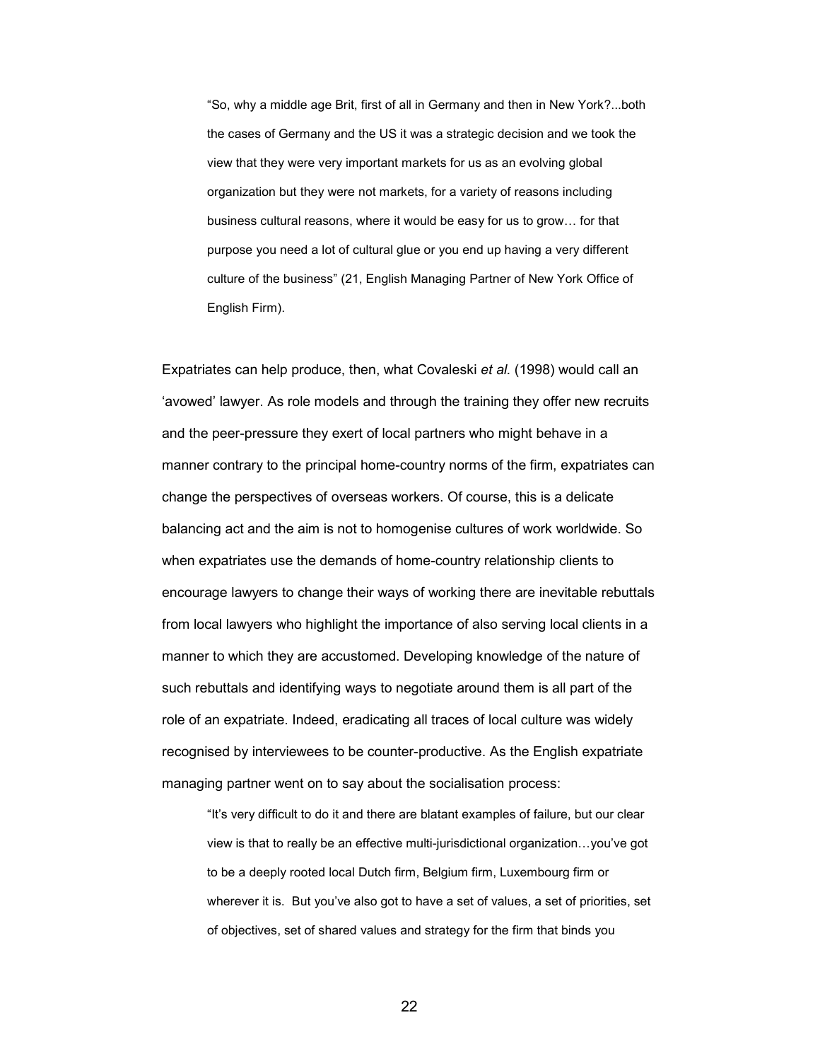> "So, why a middle age Brit, first of all in Germany and then in New York?...both the cases of Germany and the US it was a strategic decision and we took the view that they were very important markets for us as an evolving global organization but they were not markets, for a variety of reasons including business cultural reasons, where it would be easy for us to grow… for that purpose you need a lot of cultural glue or you end up having a very different culture of the business" (21, English Managing Partner of New York Office of English Firm).

Expatriates can help produce, then, what Covaleski *et al.* (1998) would call an 'avowed' lawyer. As role models and through the training they offer new recruits and the peer-pressure they exert of local partners who might behave in a manner contrary to the principal home-country norms of the firm, expatriates can change the perspectives of overseas workers. Of course, this is a delicate balancing act and the aim is not to homogenise cultures of work worldwide. So when expatriates use the demands of home-country relationship clients to encourage lawyers to change their ways of working there are inevitable rebuttals from local lawyers who highlight the importance of also serving local clients in a manner to which they are accustomed. Developing knowledge of the nature of such rebuttals and identifying ways to negotiate around them is all part of the role of an expatriate. Indeed, eradicating all traces of local culture was widely recognised by interviewees to be counter-productive. As the English expatriate managing partner went on to say about the socialisation process:

> "It's very difficult to do it and there are blatant examples of failure, but our clear view is that to really be an effective multi-jurisdictional organization…you've got to be a deeply rooted local Dutch firm, Belgium firm, Luxembourg firm or wherever it is. But you've also got to have a set of values, a set of priorities, set of objectives, set of shared values and strategy for the firm that binds you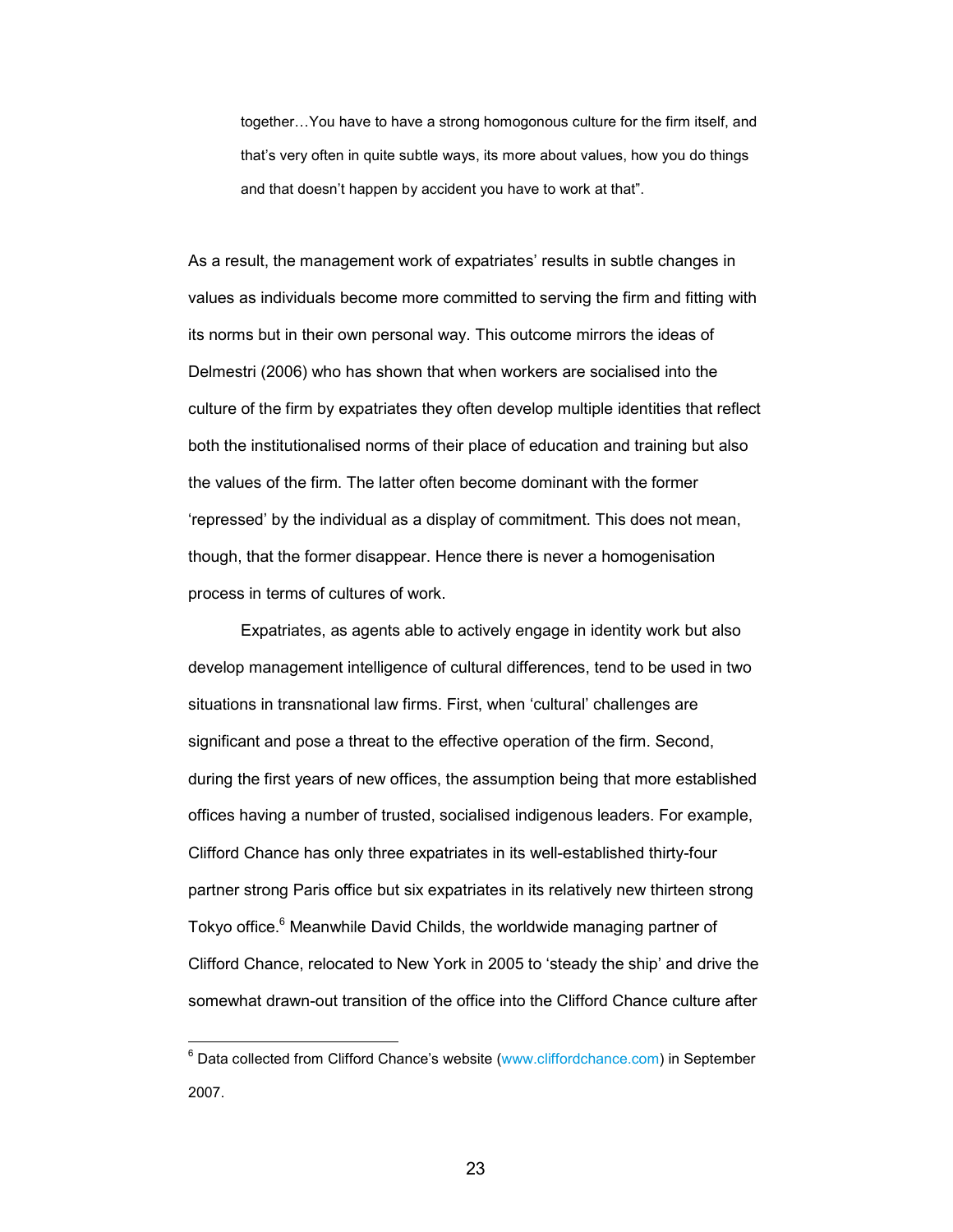> together…You have to have a strong homogonous culture for the firm itself, and that's very often in quite subtle ways, its more about values, how you do things and that doesn't happen by accident you have to work at that".

As a result, the management work of expatriates' results in subtle changes in values as individuals become more committed to serving the firm and fitting with its norms but in their own personal way. This outcome mirrors the ideas of Delmestri (2006) who has shown that when workers are socialised into the culture of the firm by expatriates they often develop multiple identities that reflect both the institutionalised norms of their place of education and training but also the values of the firm. The latter often become dominant with the former 'repressed' by the individual as a display of commitment. This does not mean, though, that the former disappear. Hence there is never a homogenisation process in terms of cultures of work.

Expatriates, as agents able to actively engage in identity work but also develop management intelligence of cultural differences, tend to be used in two situations in transnational law firms. First, when 'cultural' challenges are significant and pose a threat to the effective operation of the firm. Second, during the first years of new offices, the assumption being that more established offices having a number of trusted, socialised indigenous leaders. For example, Clifford Chance has only three expatriates in its well-established thirty-four partner strong Paris office but six expatriates in its relatively new thirteen strong Tokyo office.[6] Meanwhile David Childs, the worldwide managing partner of Clifford Chance, relocated to New York in 2005 to 'steady the ship' and drive the somewhat drawn-out transition of the office into the Clifford Chance culture after

[6] Data collected from Clifford Chance's website (www.cliffordchance.com) in September 2007.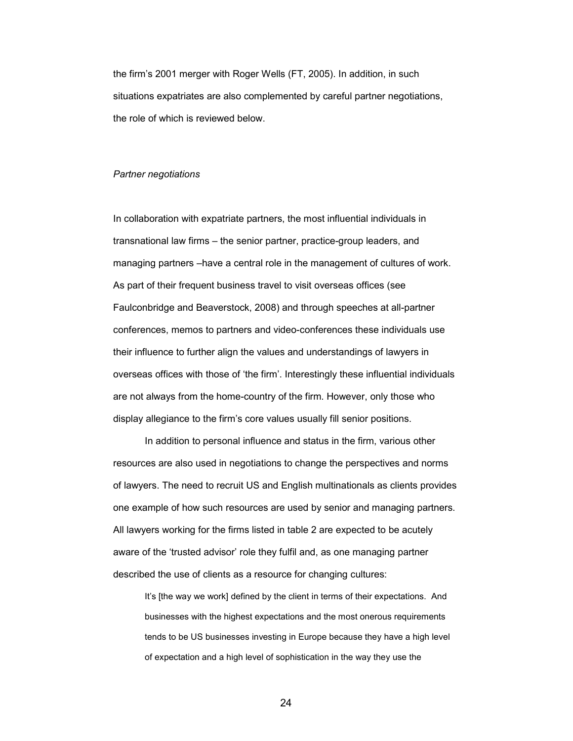the firm's 2001 merger with Roger Wells (FT, 2005). In addition, in such situations expatriates are also complemented by careful partner negotiations, the role of which is reviewed below.

*Partner negotiations*

In collaboration with expatriate partners, the most influential individuals in transnational law firms – the senior partner, practice-group leaders, and managing partners –have a central role in the management of cultures of work. As part of their frequent business travel to visit overseas offices (see Faulconbridge and Beaverstock, 2008) and through speeches at all-partner conferences, memos to partners and video-conferences these individuals use their influence to further align the values and understandings of lawyers in overseas offices with those of 'the firm'. Interestingly these influential individuals are not always from the home-country of the firm. However, only those who display allegiance to the firm's core values usually fill senior positions.

In addition to personal influence and status in the firm, various other resources are also used in negotiations to change the perspectives and norms of lawyers. The need to recruit US and English multinationals as clients provides one example of how such resources are used by senior and managing partners. All lawyers working for the firms listed in table 2 are expected to be acutely aware of the 'trusted advisor' role they fulfil and, as one managing partner described the use of clients as a resource for changing cultures:

> It's [the way we work] defined by the client in terms of their expectations. And businesses with the highest expectations and the most onerous requirements tends to be US businesses investing in Europe because they have a high level of expectation and a high level of sophistication in the way they use the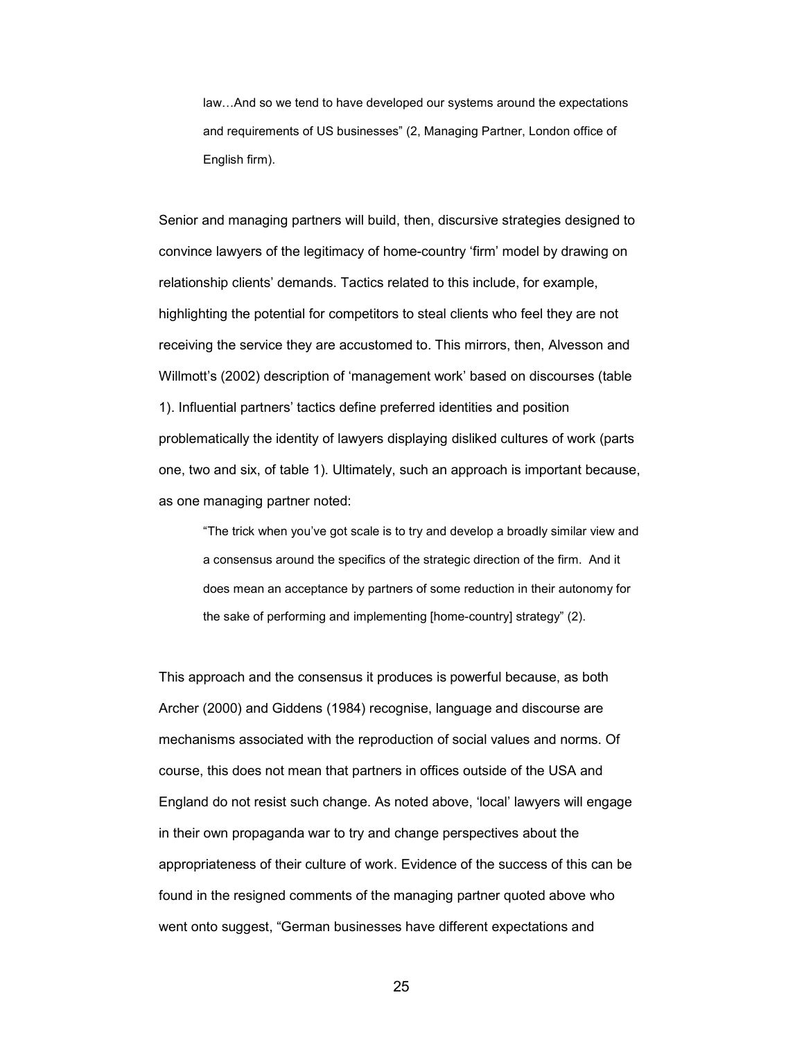> law…And so we tend to have developed our systems around the expectations and requirements of US businesses" (2, Managing Partner, London office of English firm).

Senior and managing partners will build, then, discursive strategies designed to convince lawyers of the legitimacy of home-country 'firm' model by drawing on relationship clients' demands. Tactics related to this include, for example, highlighting the potential for competitors to steal clients who feel they are not receiving the service they are accustomed to. This mirrors, then, Alvesson and Willmott's (2002) description of 'management work' based on discourses (table 1). Influential partners' tactics define preferred identities and position problematically the identity of lawyers displaying disliked cultures of work (parts one, two and six, of table 1). Ultimately, such an approach is important because, as one managing partner noted:

> "The trick when you've got scale is to try and develop a broadly similar view and a consensus around the specifics of the strategic direction of the firm. And it does mean an acceptance by partners of some reduction in their autonomy for the sake of performing and implementing [home-country] strategy" (2).

This approach and the consensus it produces is powerful because, as both Archer (2000) and Giddens (1984) recognise, language and discourse are mechanisms associated with the reproduction of social values and norms. Of course, this does not mean that partners in offices outside of the USA and England do not resist such change. As noted above, 'local' lawyers will engage in their own propaganda war to try and change perspectives about the appropriateness of their culture of work. Evidence of the success of this can be found in the resigned comments of the managing partner quoted above who went onto suggest, "German businesses have different expectations and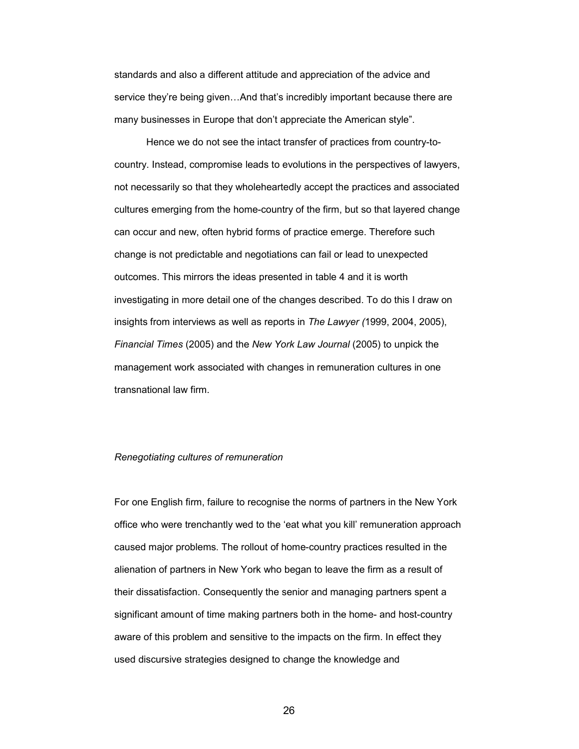standards and also a different attitude and appreciation of the advice and service they're being given…And that's incredibly important because there are many businesses in Europe that don't appreciate the American style".

Hence we do not see the intact transfer of practices from country-to-country. Instead, compromise leads to evolutions in the perspectives of lawyers, not necessarily so that they wholeheartedly accept the practices and associated cultures emerging from the home-country of the firm, but so that layered change can occur and new, often hybrid forms of practice emerge. Therefore such change is not predictable and negotiations can fail or lead to unexpected outcomes. This mirrors the ideas presented in table 4 and it is worth investigating in more detail one of the changes described. To do this I draw on insights from interviews as well as reports in *The Lawyer (*1999, 2004, 2005), *Financial Times* (2005) and the *New York Law Journal* (2005) to unpick the management work associated with changes in remuneration cultures in one transnational law firm.

*Renegotiating cultures of remuneration*

For one English firm, failure to recognise the norms of partners in the New York office who were trenchantly wed to the 'eat what you kill' remuneration approach caused major problems. The rollout of home-country practices resulted in the alienation of partners in New York who began to leave the firm as a result of their dissatisfaction. Consequently the senior and managing partners spent a significant amount of time making partners both in the home- and host-country aware of this problem and sensitive to the impacts on the firm. In effect they used discursive strategies designed to change the knowledge and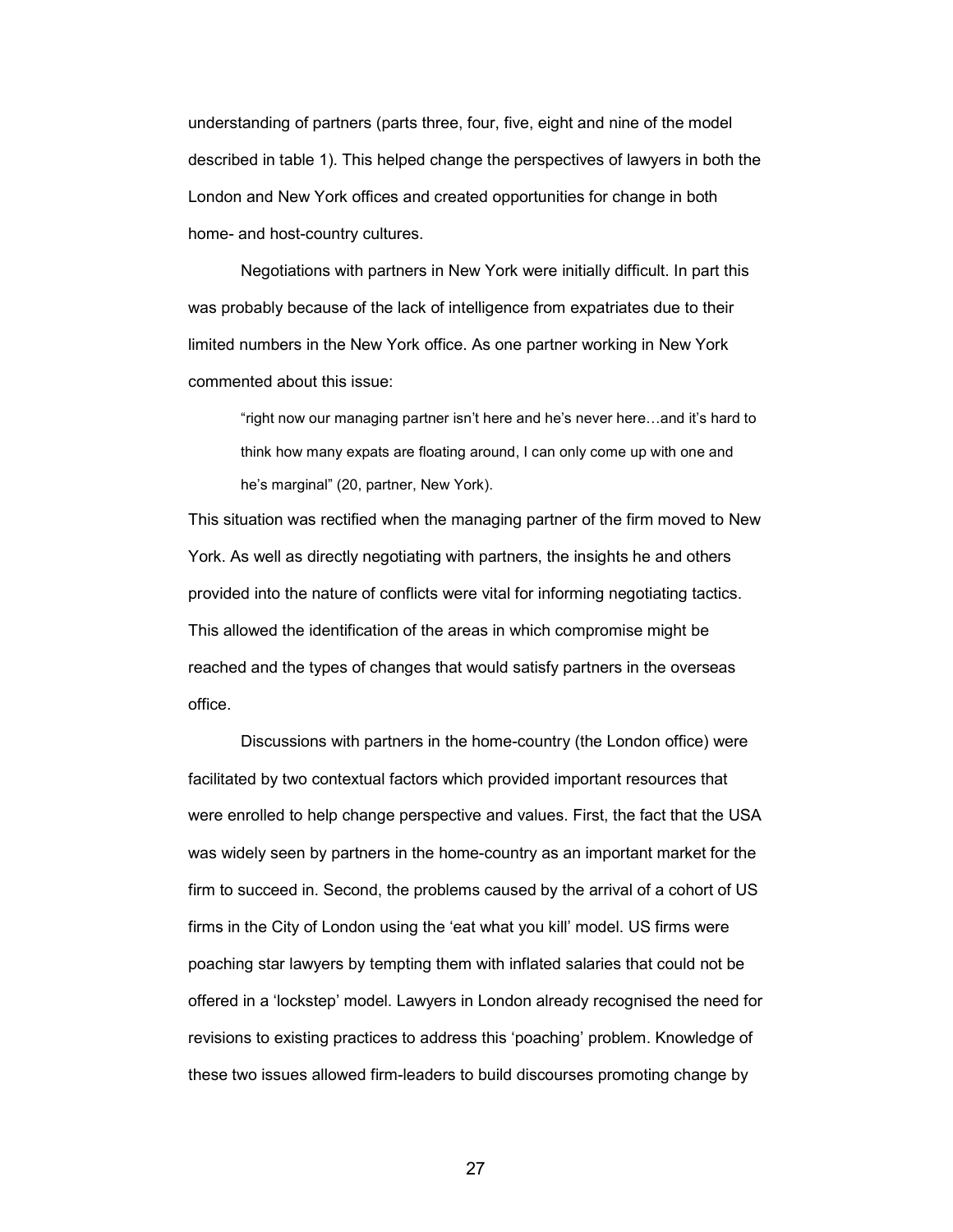understanding of partners (parts three, four, five, eight and nine of the model described in table 1). This helped change the perspectives of lawyers in both the London and New York offices and created opportunities for change in both home- and host-country cultures.

Negotiations with partners in New York were initially difficult. In part this was probably because of the lack of intelligence from expatriates due to their limited numbers in the New York office. As one partner working in New York commented about this issue:

> "right now our managing partner isn't here and he's never here…and it's hard to think how many expats are floating around, I can only come up with one and he's marginal" (20, partner, New York).

This situation was rectified when the managing partner of the firm moved to New York. As well as directly negotiating with partners, the insights he and others provided into the nature of conflicts were vital for informing negotiating tactics. This allowed the identification of the areas in which compromise might be reached and the types of changes that would satisfy partners in the overseas office.

Discussions with partners in the home-country (the London office) were facilitated by two contextual factors which provided important resources that were enrolled to help change perspective and values. First, the fact that the USA was widely seen by partners in the home-country as an important market for the firm to succeed in. Second, the problems caused by the arrival of a cohort of US firms in the City of London using the 'eat what you kill' model. US firms were poaching star lawyers by tempting them with inflated salaries that could not be offered in a 'lockstep' model. Lawyers in London already recognised the need for revisions to existing practices to address this 'poaching' problem. Knowledge of these two issues allowed firm-leaders to build discourses promoting change by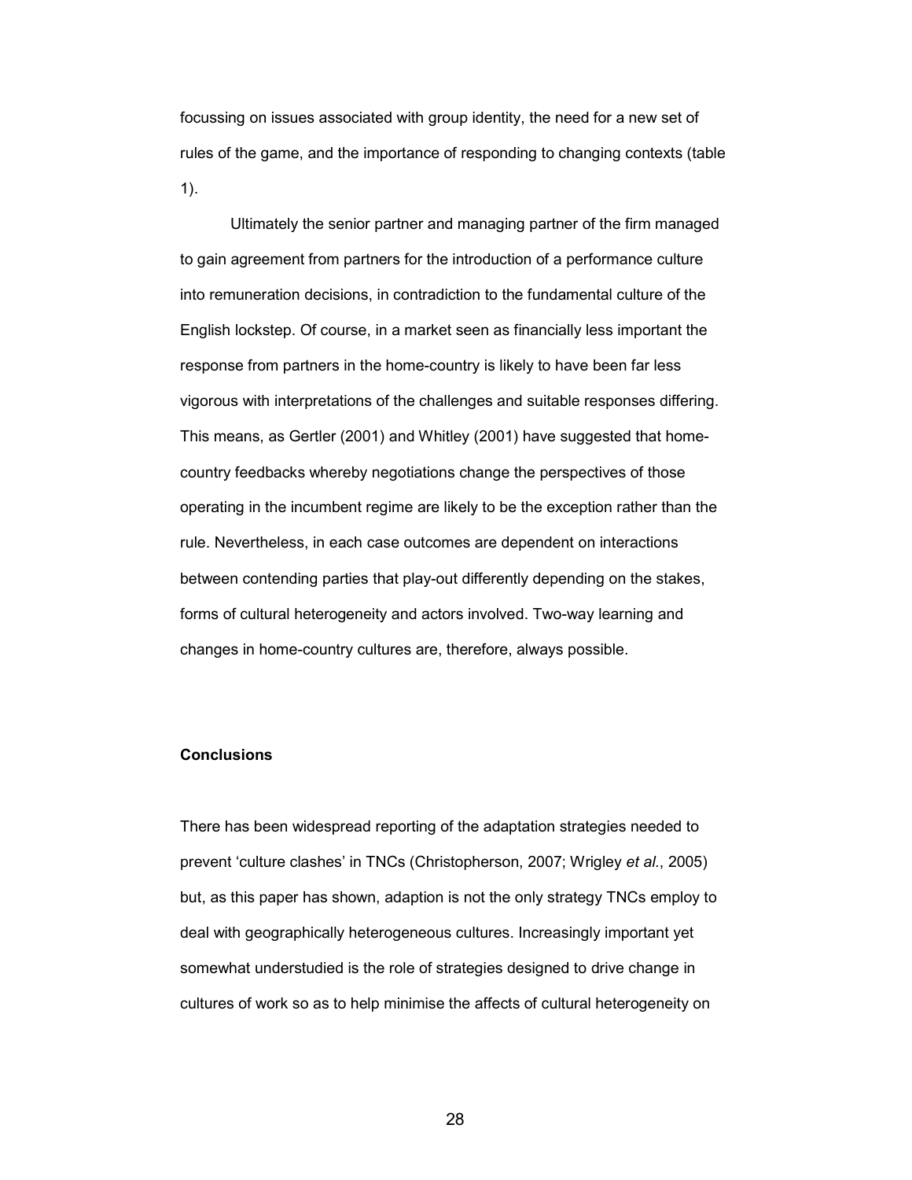focussing on issues associated with group identity, the need for a new set of rules of the game, and the importance of responding to changing contexts (table 1).

Ultimately the senior partner and managing partner of the firm managed to gain agreement from partners for the introduction of a performance culture into remuneration decisions, in contradiction to the fundamental culture of the English lockstep. Of course, in a market seen as financially less important the response from partners in the home-country is likely to have been far less vigorous with interpretations of the challenges and suitable responses differing. This means, as Gertler (2001) and Whitley (2001) have suggested that home-country feedbacks whereby negotiations change the perspectives of those operating in the incumbent regime are likely to be the exception rather than the rule. Nevertheless, in each case outcomes are dependent on interactions between contending parties that play-out differently depending on the stakes, forms of cultural heterogeneity and actors involved. Two-way learning and changes in home-country cultures are, therefore, always possible.

**Conclusions**

There has been widespread reporting of the adaptation strategies needed to prevent 'culture clashes' in TNCs (Christopherson, 2007; Wrigley *et al.*, 2005) but, as this paper has shown, adaption is not the only strategy TNCs employ to deal with geographically heterogeneous cultures. Increasingly important yet somewhat understudied is the role of strategies designed to drive change in cultures of work so as to help minimise the affects of cultural heterogeneity on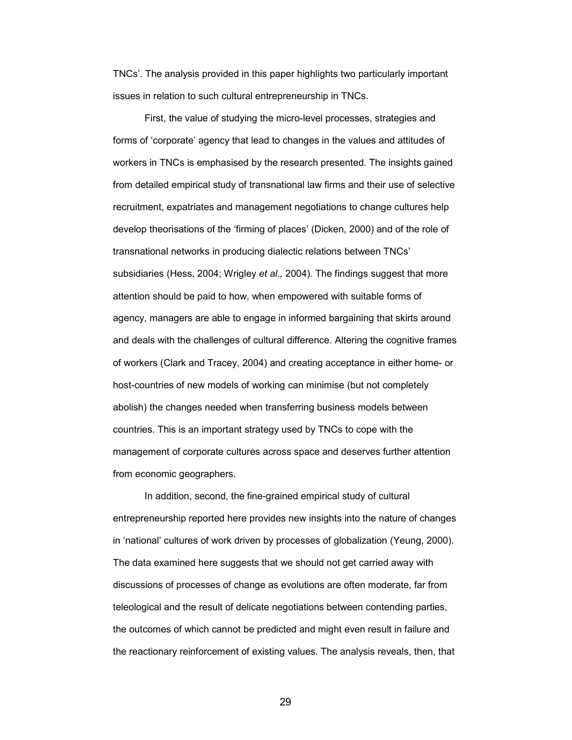TNCs'. The analysis provided in this paper highlights two particularly important issues in relation to such cultural entrepreneurship in TNCs.

First, the value of studying the micro-level processes, strategies and forms of 'corporate' agency that lead to changes in the values and attitudes of workers in TNCs is emphasised by the research presented. The insights gained from detailed empirical study of transnational law firms and their use of selective recruitment, expatriates and management negotiations to change cultures help develop theorisations of the 'firming of places' (Dicken, 2000) and of the role of transnational networks in producing dialectic relations between TNCs' subsidiaries (Hess, 2004; Wrigley *et al.,* 2004). The findings suggest that more attention should be paid to how, when empowered with suitable forms of agency, managers are able to engage in informed bargaining that skirts around and deals with the challenges of cultural difference. Altering the cognitive frames of workers (Clark and Tracey, 2004) and creating acceptance in either home- or host-countries of new models of working can minimise (but not completely abolish) the changes needed when transferring business models between countries. This is an important strategy used by TNCs to cope with the management of corporate cultures across space and deserves further attention from economic geographers.

In addition, second, the fine-grained empirical study of cultural entrepreneurship reported here provides new insights into the nature of changes in 'national' cultures of work driven by processes of globalization (Yeung, 2000). The data examined here suggests that we should not get carried away with discussions of processes of change as evolutions are often moderate, far from teleological and the result of delicate negotiations between contending parties, the outcomes of which cannot be predicted and might even result in failure and the reactionary reinforcement of existing values. The analysis reveals, then, that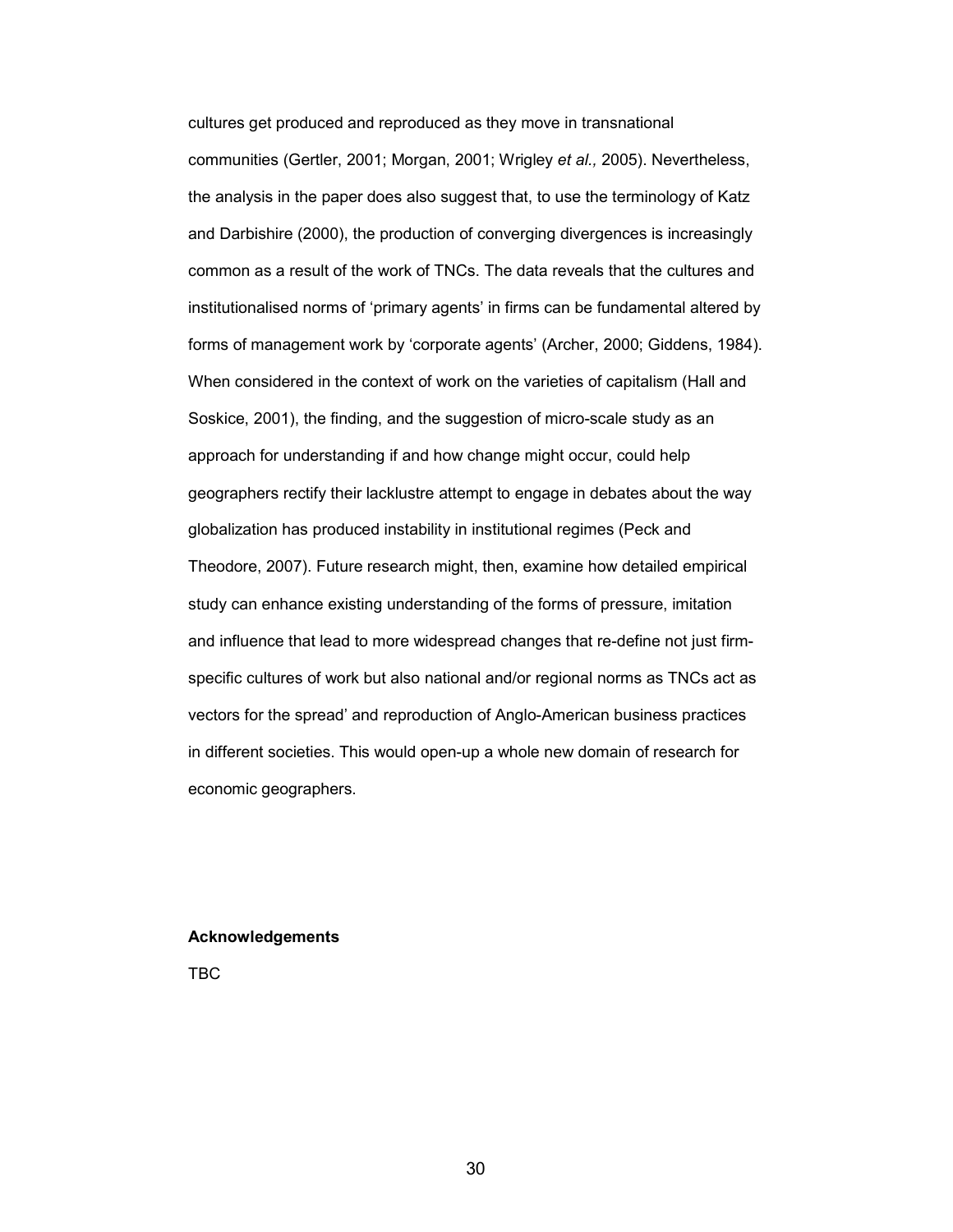cultures get produced and reproduced as they move in transnational communities (Gertler, 2001; Morgan, 2001; Wrigley *et al.,* 2005). Nevertheless, the analysis in the paper does also suggest that, to use the terminology of Katz and Darbishire (2000), the production of converging divergences is increasingly common as a result of the work of TNCs. The data reveals that the cultures and institutionalised norms of 'primary agents' in firms can be fundamental altered by forms of management work by 'corporate agents' (Archer, 2000; Giddens, 1984). When considered in the context of work on the varieties of capitalism (Hall and Soskice, 2001), the finding, and the suggestion of micro-scale study as an approach for understanding if and how change might occur, could help geographers rectify their lacklustre attempt to engage in debates about the way globalization has produced instability in institutional regimes (Peck and Theodore, 2007). Future research might, then, examine how detailed empirical study can enhance existing understanding of the forms of pressure, imitation and influence that lead to more widespread changes that re-define not just firm-specific cultures of work but also national and/or regional norms as TNCs act as vectors for the spread' and reproduction of Anglo-American business practices in different societies. This would open-up a whole new domain of research for economic geographers.

**Acknowledgements**

TBC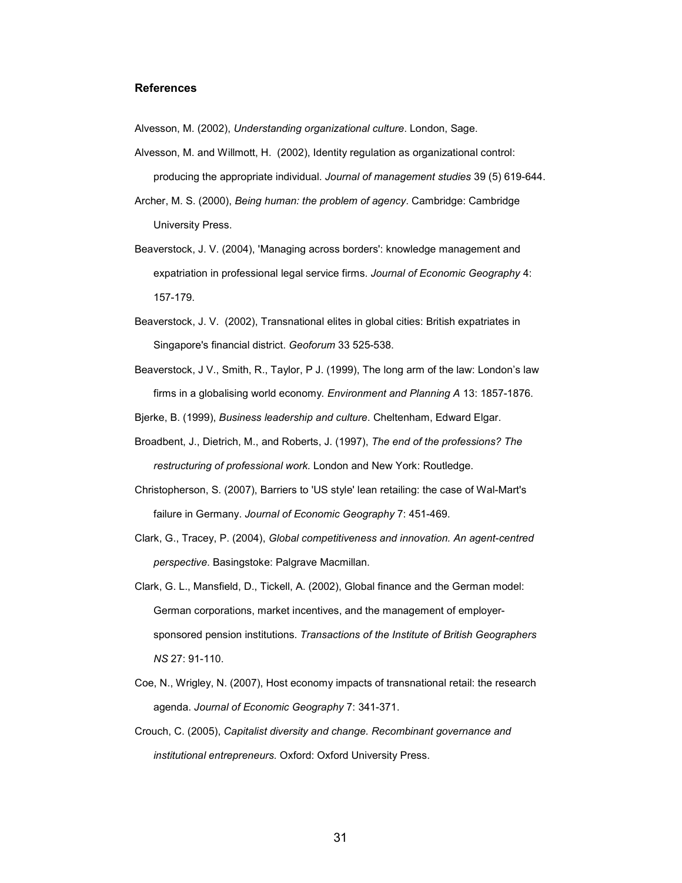### References

Alvesson, M. (2002), *Understanding organizational culture*. London, Sage.

Alvesson, M. and Willmott, H. (2002), Identity regulation as organizational control: producing the appropriate individual. *Journal of management studies* 39 (5) 619-644.

Archer, M. S. (2000), *Being human: the problem of agency*. Cambridge: Cambridge University Press.

Beaverstock, J. V. (2004), 'Managing across borders': knowledge management and expatriation in professional legal service firms. *Journal of Economic Geography* 4: 157-179.

Beaverstock, J. V. (2002), Transnational elites in global cities: British expatriates in Singapore's financial district. *Geoforum* 33 525-538.

Beaverstock, J V., Smith, R., Taylor, P J. (1999), The long arm of the law: London's law firms in a globalising world economy. *Environment and Planning A* 13: 1857-1876.

Bjerke, B. (1999), *Business leadership and culture*. Cheltenham, Edward Elgar.

Broadbent, J., Dietrich, M., and Roberts, J. (1997), *The end of the professions? The restructuring of professional work.* London and New York: Routledge.

Christopherson, S. (2007), Barriers to 'US style' lean retailing: the case of Wal-Mart's failure in Germany. *Journal of Economic Geography* 7: 451-469.

Clark, G., Tracey, P. (2004), *Global competitiveness and innovation. An agent-centred perspective*. Basingstoke: Palgrave Macmillan.

Clark, G. L., Mansfield, D., Tickell, A. (2002), Global finance and the German model: German corporations, market incentives, and the management of employer-sponsored pension institutions. *Transactions of the Institute of British Geographers NS* 27: 91-110.

Coe, N., Wrigley, N. (2007), Host economy impacts of transnational retail: the research agenda. *Journal of Economic Geography* 7: 341-371.

Crouch, C. (2005), *Capitalist diversity and change. Recombinant governance and institutional entrepreneurs.* Oxford: Oxford University Press.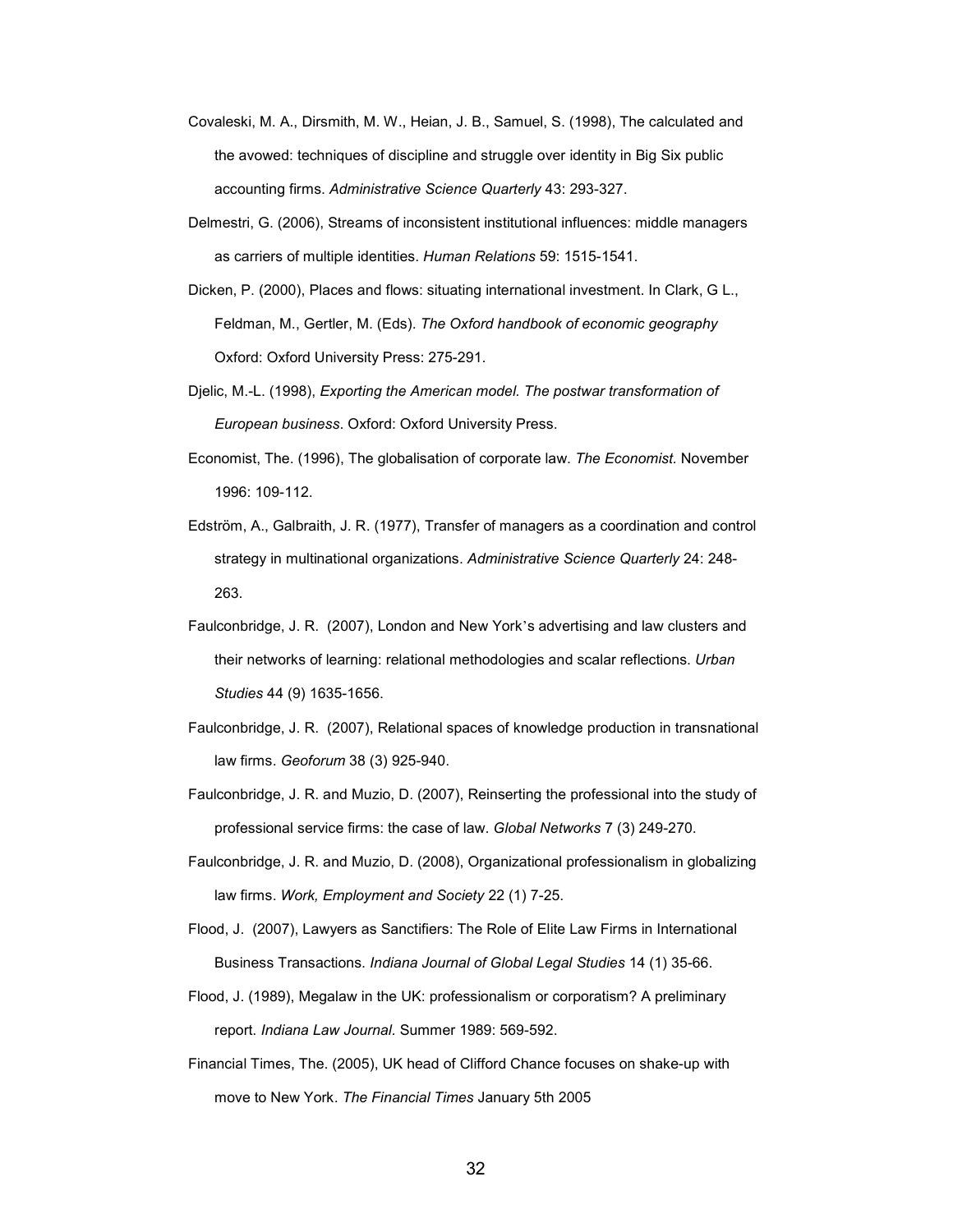Covaleski, M. A., Dirsmith, M. W., Heian, J. B., Samuel, S. (1998), The calculated and the avowed: techniques of discipline and struggle over identity in Big Six public accounting firms. *Administrative Science Quarterly* 43: 293-327.

Delmestri, G. (2006), Streams of inconsistent institutional influences: middle managers as carriers of multiple identities. *Human Relations* 59: 1515-1541.

Dicken, P. (2000), Places and flows: situating international investment. In Clark, G L., Feldman, M., Gertler, M. (Eds). *The Oxford handbook of economic geography* Oxford: Oxford University Press: 275-291.

Djelic, M.-L. (1998), *Exporting the American model. The postwar transformation of European business*. Oxford: Oxford University Press.

Economist, The. (1996), The globalisation of corporate law. *The Economist.* November 1996: 109-112.

Edström, A., Galbraith, J. R. (1977), Transfer of managers as a coordination and control strategy in multinational organizations. *Administrative Science Quarterly* 24: 248-263.

Faulconbridge, J. R. (2007), London and New York's advertising and law clusters and their networks of learning: relational methodologies and scalar reflections. *Urban Studies* 44 (9) 1635-1656.

Faulconbridge, J. R. (2007), Relational spaces of knowledge production in transnational law firms. *Geoforum* 38 (3) 925-940.

Faulconbridge, J. R. and Muzio, D. (2007), Reinserting the professional into the study of professional service firms: the case of law. *Global Networks* 7 (3) 249-270.

Faulconbridge, J. R. and Muzio, D. (2008), Organizational professionalism in globalizing law firms. *Work, Employment and Society* 22 (1) 7-25.

Flood, J. (2007), Lawyers as Sanctifiers: The Role of Elite Law Firms in International Business Transactions. *Indiana Journal of Global Legal Studies* 14 (1) 35-66.

Flood, J. (1989), Megalaw in the UK: professionalism or corporatism? A preliminary report. *Indiana Law Journal*. Summer 1989: 569-592.

Financial Times, The. (2005), UK head of Clifford Chance focuses on shake-up with move to New York. *The Financial Times* January 5th 2005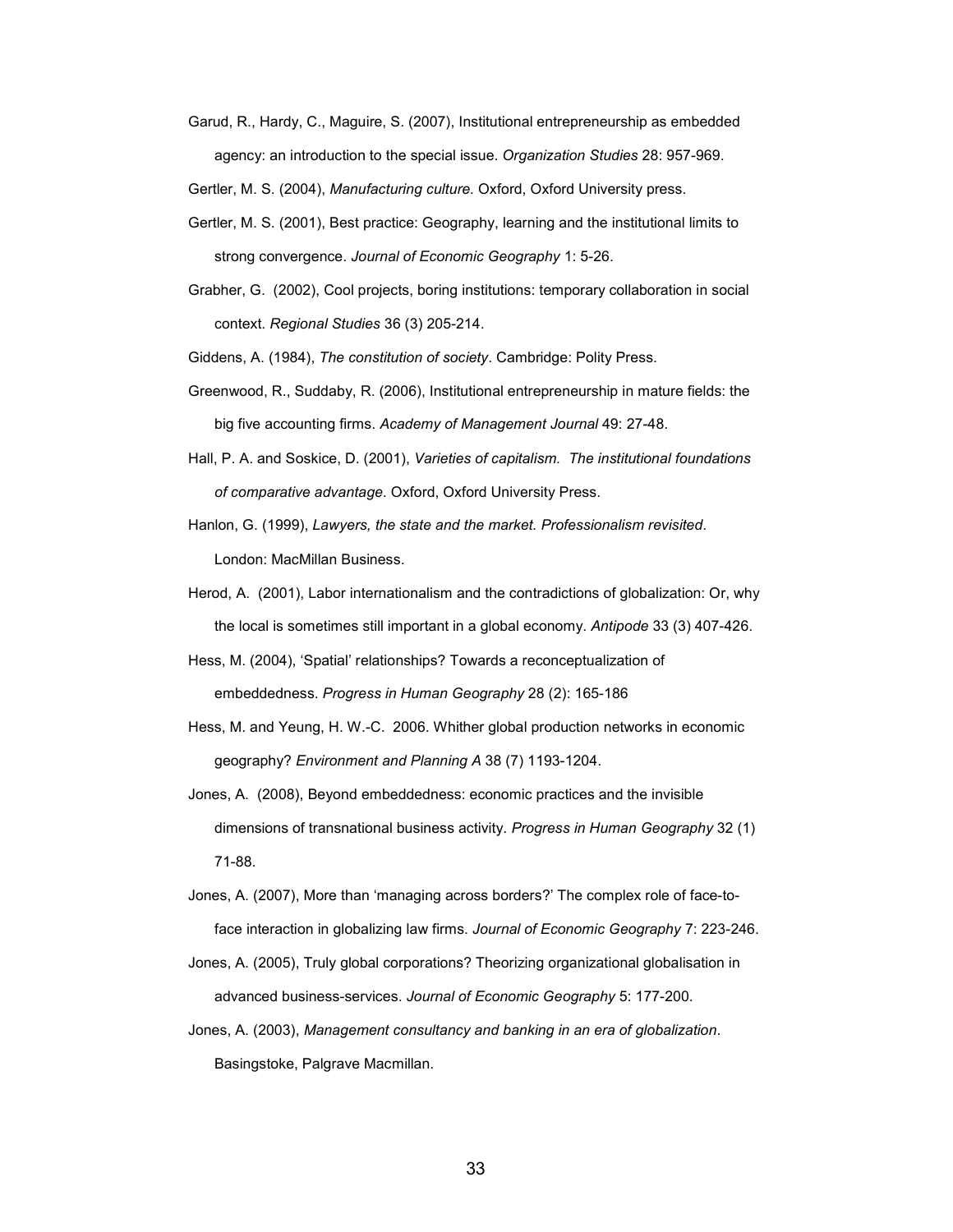Garud, R., Hardy, C., Maguire, S. (2007), Institutional entrepreneurship as embedded agency: an introduction to the special issue. *Organization Studies* 28: 957-969.

Gertler, M. S. (2004), *Manufacturing culture.* Oxford, Oxford University press.

Gertler, M. S. (2001), Best practice: Geography, learning and the institutional limits to strong convergence. *Journal of Economic Geography* 1: 5-26.

Grabher, G. (2002), Cool projects, boring institutions: temporary collaboration in social context. *Regional Studies* 36 (3) 205-214.

Giddens, A. (1984), *The constitution of society*. Cambridge: Polity Press.

Greenwood, R., Suddaby, R. (2006), Institutional entrepreneurship in mature fields: the big five accounting firms. *Academy of Management Journal* 49: 27-48.

Hall, P. A. and Soskice, D. (2001), *Varieties of capitalism. The institutional foundations of comparative advantage*. Oxford, Oxford University Press.

Hanlon, G. (1999), *Lawyers, the state and the market. Professionalism revisited*. London: MacMillan Business.

Herod, A. (2001), Labor internationalism and the contradictions of globalization: Or, why the local is sometimes still important in a global economy. *Antipode* 33 (3) 407-426.

Hess, M. (2004), 'Spatial' relationships? Towards a reconceptualization of embeddedness. *Progress in Human Geography* 28 (2): 165-186

Hess, M. and Yeung, H. W.-C. 2006. Whither global production networks in economic geography? *Environment and Planning A* 38 (7) 1193-1204.

Jones, A. (2008), Beyond embeddedness: economic practices and the invisible dimensions of transnational business activity. *Progress in Human Geography* 32 (1) 71-88.

Jones, A. (2007), More than 'managing across borders?' The complex role of face-to-face interaction in globalizing law firms. *Journal of Economic Geography* 7: 223-246.

Jones, A. (2005), Truly global corporations? Theorizing organizational globalisation in advanced business-services. *Journal of Economic Geography* 5: 177-200.

Jones, A. (2003), *Management consultancy and banking in an era of globalization*. Basingstoke, Palgrave Macmillan.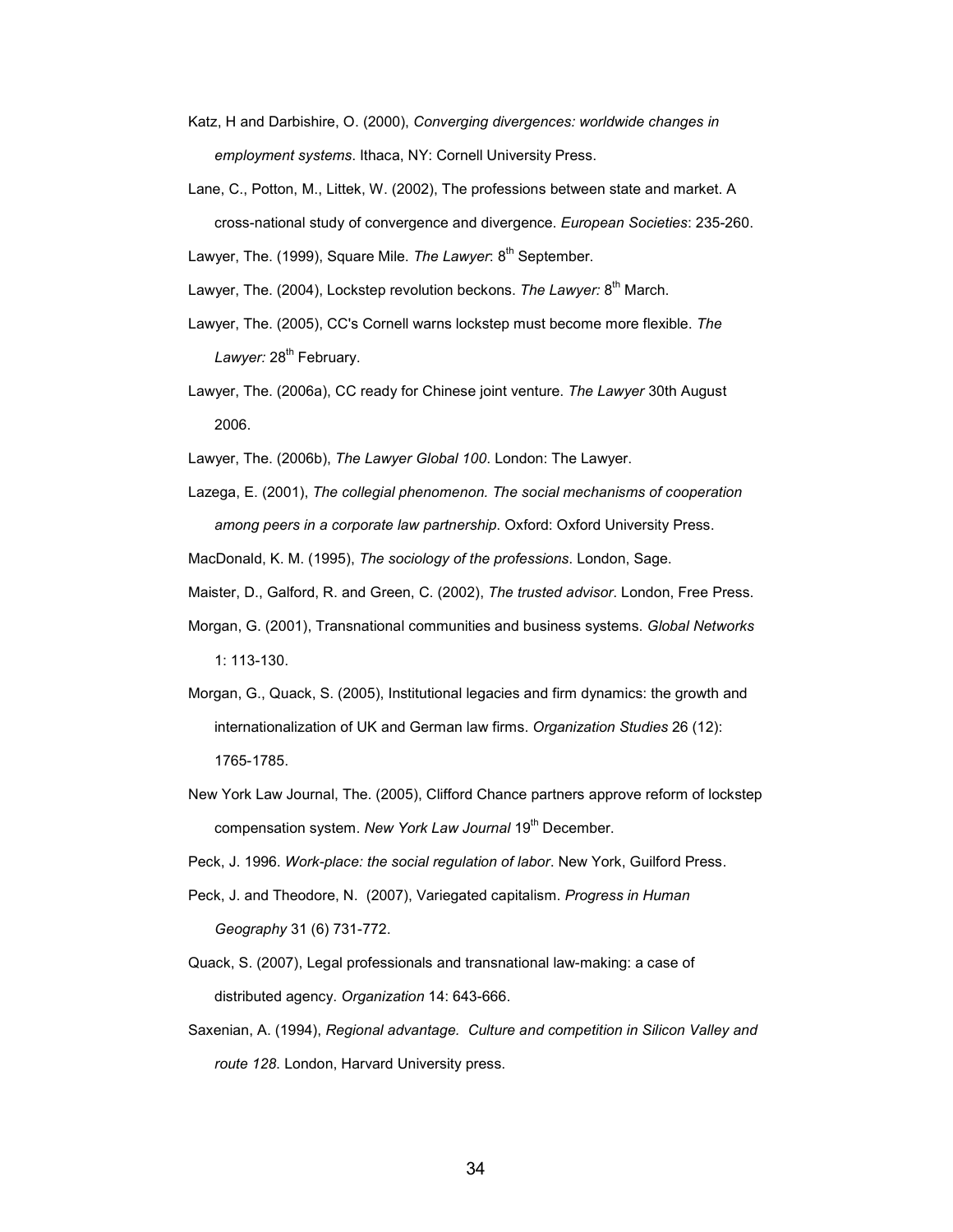Katz, H and Darbishire, O. (2000), *Converging divergences: worldwide changes in employment systems*. Ithaca, NY: Cornell University Press.

Lane, C., Potton, M., Littek, W. (2002), The professions between state and market. A cross-national study of convergence and divergence. *European Societies*: 235-260.

Lawyer, The. (1999), Square Mile. *The Lawyer*: 8th September.

Lawyer, The. (2004), Lockstep revolution beckons. *The Lawyer:* 8th March.

Lawyer, The. (2005), CC's Cornell warns lockstep must become more flexible. *The Lawyer:* 28th February.

Lawyer, The. (2006a), CC ready for Chinese joint venture. *The Lawyer* 30th August 2006.

Lawyer, The. (2006b), *The Lawyer Global 100*. London: The Lawyer.

Lazega, E. (2001), *The collegial phenomenon. The social mechanisms of cooperation among peers in a corporate law partnership*. Oxford: Oxford University Press.

MacDonald, K. M. (1995), *The sociology of the professions*. London, Sage.

Maister, D., Galford, R. and Green, C. (2002), *The trusted advisor*. London, Free Press.

Morgan, G. (2001), Transnational communities and business systems. *Global Networks* 1: 113-130.

Morgan, G., Quack, S. (2005), Institutional legacies and firm dynamics: the growth and internationalization of UK and German law firms. *Organization Studies* 26 (12): 1765-1785.

New York Law Journal, The. (2005), Clifford Chance partners approve reform of lockstep compensation system. *New York Law Journal* 19th December.

Peck, J. 1996. *Work-place: the social regulation of labor*. New York, Guilford Press.

Peck, J. and Theodore, N. (2007), Variegated capitalism. *Progress in Human Geography* 31 (6) 731-772.

Quack, S. (2007), Legal professionals and transnational law-making: a case of distributed agency. *Organization* 14: 643-666.

Saxenian, A. (1994), *Regional advantage. Culture and competition in Silicon Valley and route 128*. London, Harvard University press.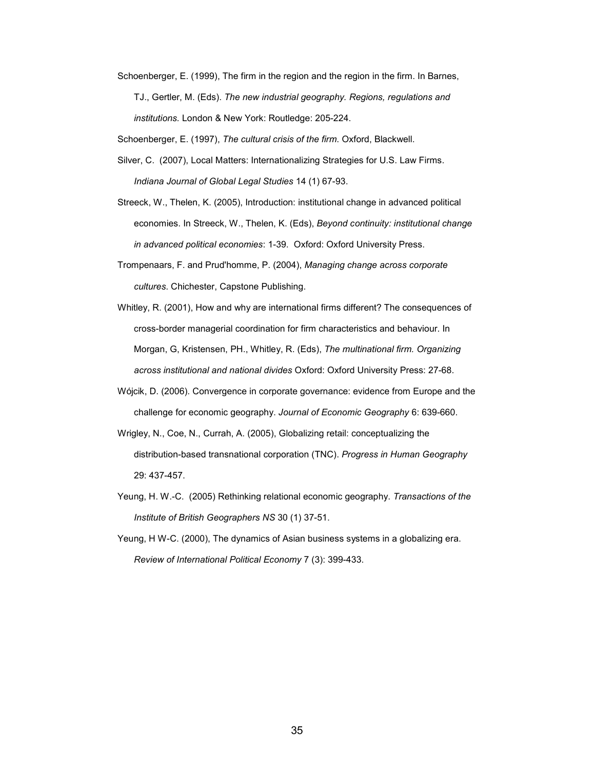Schoenberger, E. (1999), The firm in the region and the region in the firm. In Barnes, TJ., Gertler, M. (Eds). *The new industrial geography. Regions, regulations and institutions.* London & New York: Routledge: 205-224.

Schoenberger, E. (1997), *The cultural crisis of the firm.* Oxford, Blackwell.

Silver, C. (2007), Local Matters: Internationalizing Strategies for U.S. Law Firms. *Indiana Journal of Global Legal Studies* 14 (1) 67-93.

Streeck, W., Thelen, K. (2005), Introduction: institutional change in advanced political economies. In Streeck, W., Thelen, K. (Eds), *Beyond continuity: institutional change in advanced political economies*: 1-39. Oxford: Oxford University Press.

Trompenaars, F. and Prud'homme, P. (2004), *Managing change across corporate cultures*. Chichester, Capstone Publishing.

Whitley, R. (2001), How and why are international firms different? The consequences of cross-border managerial coordination for firm characteristics and behaviour. In Morgan, G, Kristensen, PH., Whitley, R. (Eds), *The multinational firm. Organizing across institutional and national divides* Oxford: Oxford University Press: 27-68.

Wójcik, D. (2006). Convergence in corporate governance: evidence from Europe and the challenge for economic geography. *Journal of Economic Geography* 6: 639-660.

Wrigley, N., Coe, N., Currah, A. (2005), Globalizing retail: conceptualizing the distribution-based transnational corporation (TNC). *Progress in Human Geography* 29: 437-457.

Yeung, H. W.-C. (2005) Rethinking relational economic geography. *Transactions of the Institute of British Geographers NS* 30 (1) 37-51.

Yeung, H W-C. (2000), The dynamics of Asian business systems in a globalizing era. *Review of International Political Economy* 7 (3): 399-433.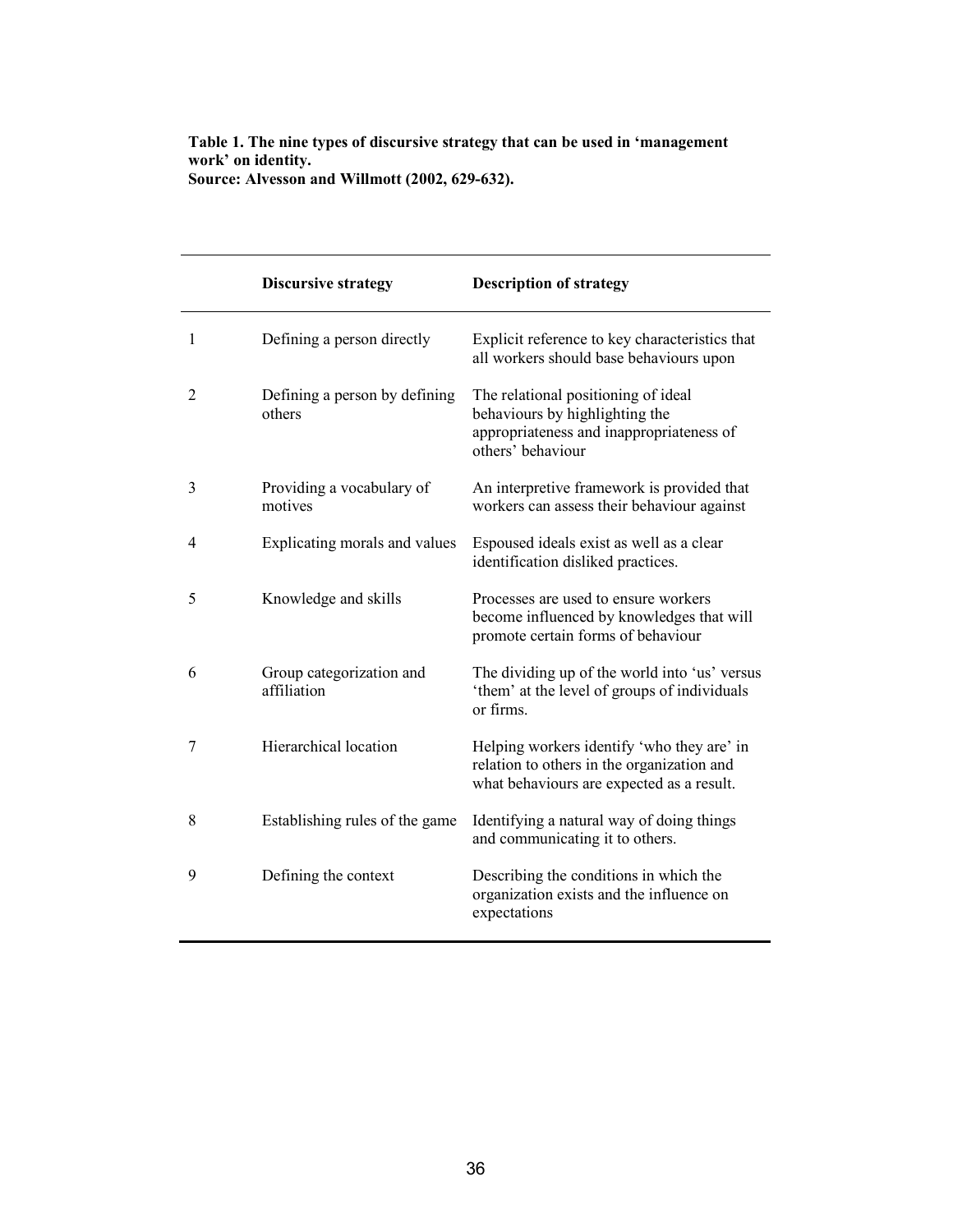**Table 1. The nine types of discursive strategy that can be used in 'management work' on identity.**
**Source: Alvesson and Willmott (2002, 629-632).**

| | **Discursive strategy** | **Description of strategy** |
|---|---|---|
| 1 | Defining a person directly | Explicit reference to key characteristics that all workers should base behaviours upon |
| 2 | Defining a person by defining others | The relational positioning of ideal behaviours by highlighting the appropriateness and inappropriateness of others' behaviour |
| 3 | Providing a vocabulary of motives | An interpretive framework is provided that workers can assess their behaviour against |
| 4 | Explicating morals and values | Espoused ideals exist as well as a clear identification disliked practices. |
| 5 | Knowledge and skills | Processes are used to ensure workers become influenced by knowledges that will promote certain forms of behaviour |
| 6 | Group categorization and affiliation | The dividing up of the world into 'us' versus 'them' at the level of groups of individuals or firms. |
| 7 | Hierarchical location | Helping workers identify 'who they are' in relation to others in the organization and what behaviours are expected as a result. |
| 8 | Establishing rules of the game | Identifying a natural way of doing things and communicating it to others. |
| 9 | Defining the context | Describing the conditions in which the organization exists and the influence on expectations |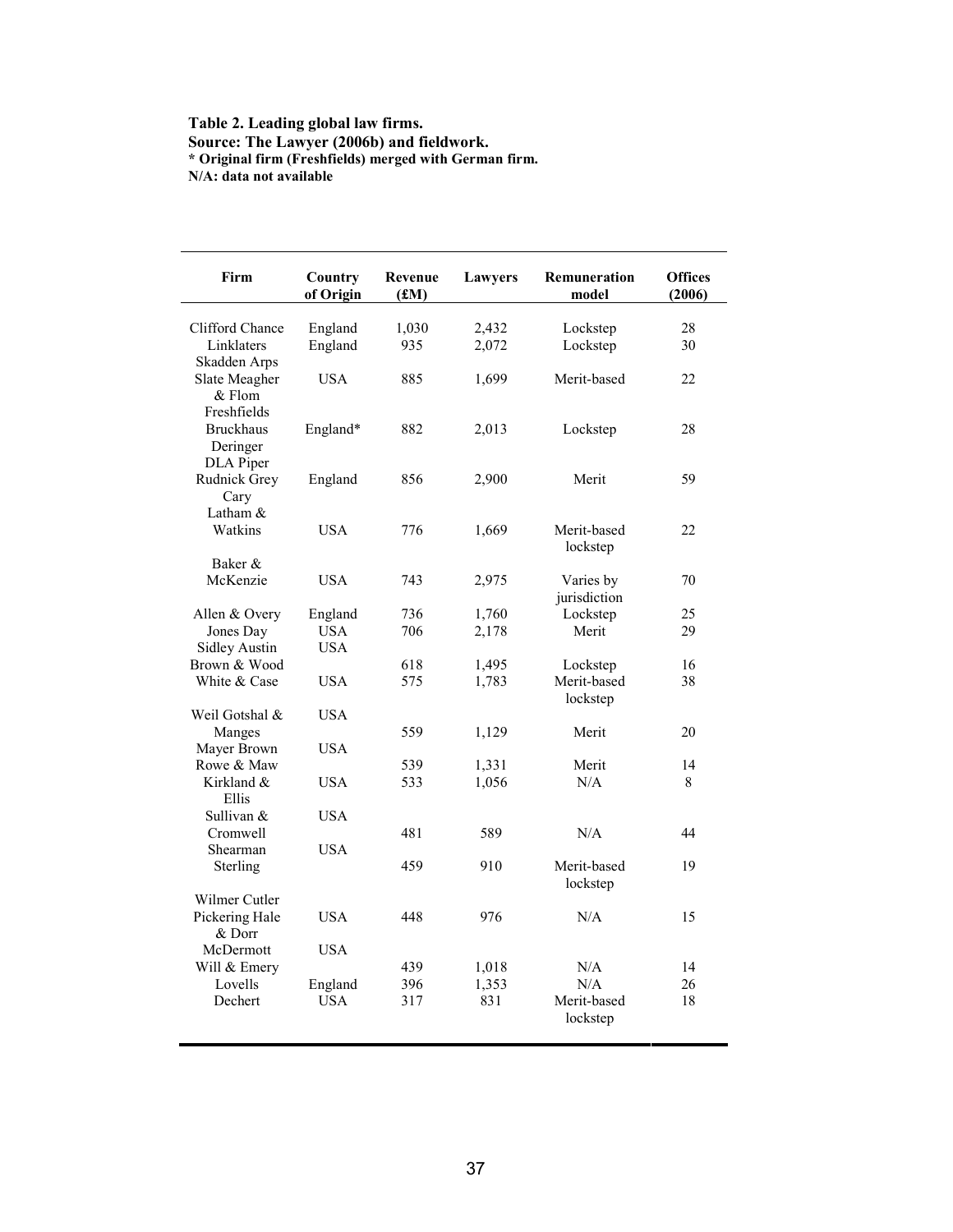**Table 2. Leading global law firms.**
**Source: The Lawyer (2006b) and fieldwork.**
**\* Original firm (Freshfields) merged with German firm.**
**N/A: data not available**

| Firm | Country of Origin | Revenue (£M) | Lawyers | Remuneration model | Offices (2006) |
|---|---|---|---|---|---|
| Clifford Chance | England | 1,030 | 2,432 | Lockstep | 28 |
| Linklaters | England | 935 | 2,072 | Lockstep | 30 |
| Skadden Arps Slate Meagher & Flom | USA | 885 | 1,699 | Merit-based | 22 |
| Freshfields Bruckhaus Deringer | England* | 882 | 2,013 | Lockstep | 28 |
| DLA Piper Rudnick Grey Cary | England | 856 | 2,900 | Merit | 59 |
| Latham & Watkins | USA | 776 | 1,669 | Merit-based lockstep | 22 |
| Baker & McKenzie | USA | 743 | 2,975 | Varies by jurisdiction | 70 |
| Allen & Overy | England | 736 | 1,760 | Lockstep | 25 |
| Jones Day | USA | 706 | 2,178 | Merit | 29 |
| Sidley Austin Brown & Wood | USA | 618 | 1,495 | Lockstep | 16 |
| White & Case | USA | 575 | 1,783 | Merit-based lockstep | 38 |
| Weil Gotshal & Manges | USA | 559 | 1,129 | Merit | 20 |
| Mayer Brown Rowe & Maw | USA | 539 | 1,331 | Merit | 14 |
| Kirkland & Ellis | USA | 533 | 1,056 | N/A | 8 |
| Sullivan & Cromwell | USA | 481 | 589 | N/A | 44 |
| Shearman Sterling | USA | 459 | 910 | Merit-based lockstep | 19 |
| Wilmer Cutler Pickering Hale & Dorr | USA | 448 | 976 | N/A | 15 |
| McDermott Will & Emery | USA | 439 | 1,018 | N/A | 14 |
| Lovells | England | 396 | 1,353 | N/A | 26 |
| Dechert | USA | 317 | 831 | Merit-based lockstep | 18 |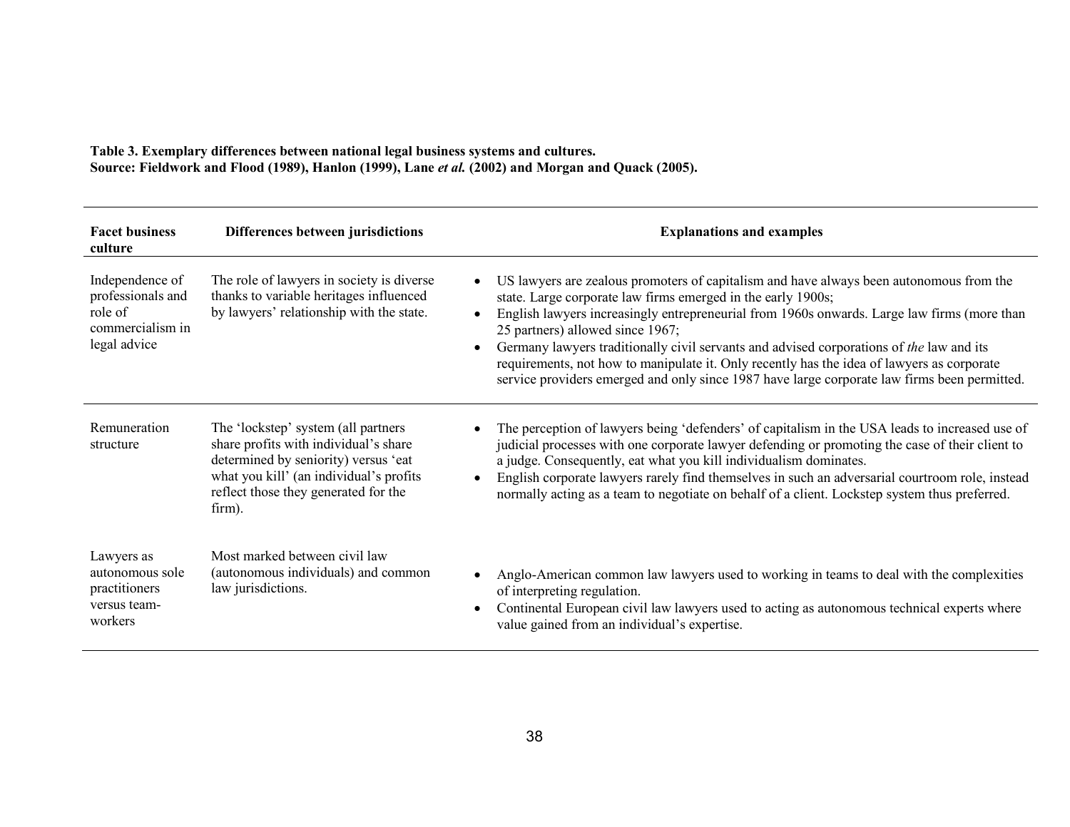**Table 3. Exemplary differences between national legal business systems and cultures.**
**Source: Fieldwork and Flood (1989), Hanlon (1999), Lane *et al.* (2002) and Morgan and Quack (2005).**

| Facet business culture | Differences between jurisdictions | Explanations and examples |
|---|---|---|
| Independence of professionals and role of commercialism in legal advice | The role of lawyers in society is diverse thanks to variable heritages influenced by lawyers' relationship with the state. | • US lawyers are zealous promoters of capitalism and have always been autonomous from the state. Large corporate law firms emerged in the early 1900s; <br> • English lawyers increasingly entrepreneurial from 1960s onwards. Large law firms (more than 25 partners) allowed since 1967; <br> • Germany lawyers traditionally civil servants and advised corporations of *the* law and its requirements, not how to manipulate it. Only recently has the idea of lawyers as corporate service providers emerged and only since 1987 have large corporate law firms been permitted. |
| Remuneration structure | The 'lockstep' system (all partners share profits with individual's share determined by seniority) versus 'eat what you kill' (an individual's profits reflect those they generated for the firm). | • The perception of lawyers being 'defenders' of capitalism in the USA leads to increased use of judicial processes with one corporate lawyer defending or promoting the case of their client to a judge. Consequently, eat what you kill individualism dominates. <br> • English corporate lawyers rarely find themselves in such an adversarial courtroom role, instead normally acting as a team to negotiate on behalf of a client. Lockstep system thus preferred. |
| Lawyers as autonomous sole practitioners versus team-workers | Most marked between civil law (autonomous individuals) and common law jurisdictions. | • Anglo-American common law lawyers used to working in teams to deal with the complexities of interpreting regulation. <br> • Continental European civil law lawyers used to acting as autonomous technical experts where value gained from an individual's expertise. |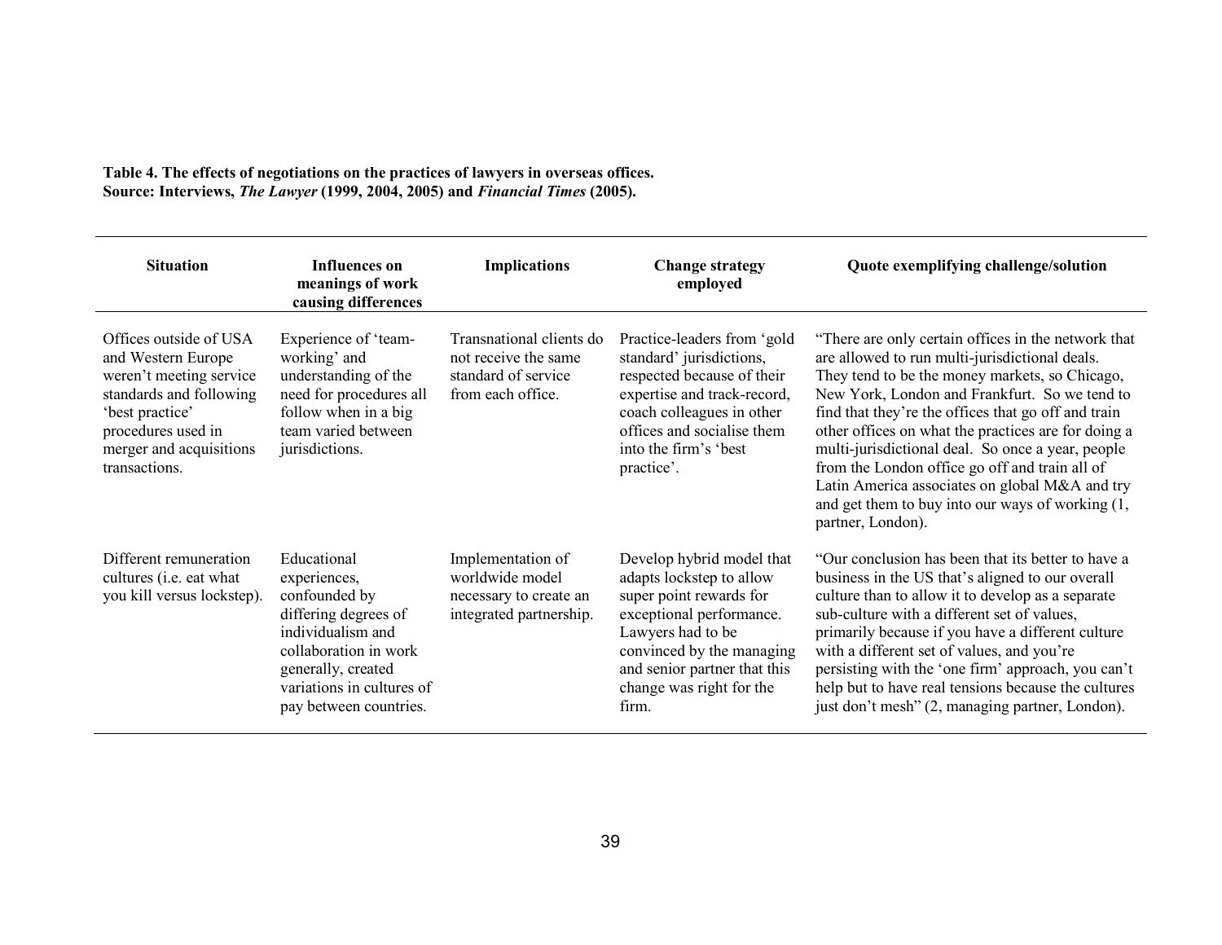**Table 4. The effects of negotiations on the practices of lawyers in overseas offices.**
**Source: Interviews, *The Lawyer* (1999, 2004, 2005) and *Financial Times* (2005).**

| Situation | Influences on meanings of work causing differences | Implications | Change strategy employed | Quote exemplifying challenge/solution |
|---|---|---|---|---|
| Offices outside of USA and Western Europe weren't meeting service standards and following 'best practice' procedures used in merger and acquisitions transactions. | Experience of 'team-working' and understanding of the need for procedures all follow when in a big team varied between jurisdictions. | Transnational clients do not receive the same standard of service from each office. | Practice-leaders from 'gold standard' jurisdictions, respected because of their expertise and track-record, coach colleagues in other offices and socialise them into the firm's 'best practice'. | "There are only certain offices in the network that are allowed to run multi-jurisdictional deals. They tend to be the money markets, so Chicago, New York, London and Frankfurt. So we tend to find that they're the offices that go off and train other offices on what the practices are for doing a multi-jurisdictional deal. So once a year, people from the London office go off and train all of Latin America associates on global M&A and try and get them to buy into our ways of working (1, partner, London). |
| Different remuneration cultures (i.e. eat what you kill versus lockstep). | Educational experiences, confounded by differing degrees of individualism and collaboration in work generally, created variations in cultures of pay between countries. | Implementation of worldwide model necessary to create an integrated partnership. | Develop hybrid model that adapts lockstep to allow super point rewards for exceptional performance. Lawyers had to be convinced by the managing and senior partner that this change was right for the firm. | "Our conclusion has been that its better to have a business in the US that's aligned to our overall culture than to allow it to develop as a separate sub-culture with a different set of values, primarily because if you have a different culture with a different set of values, and you're persisting with the 'one firm' approach, you can't help but to have real tensions because the cultures just don't mesh" (2, managing partner, London). |